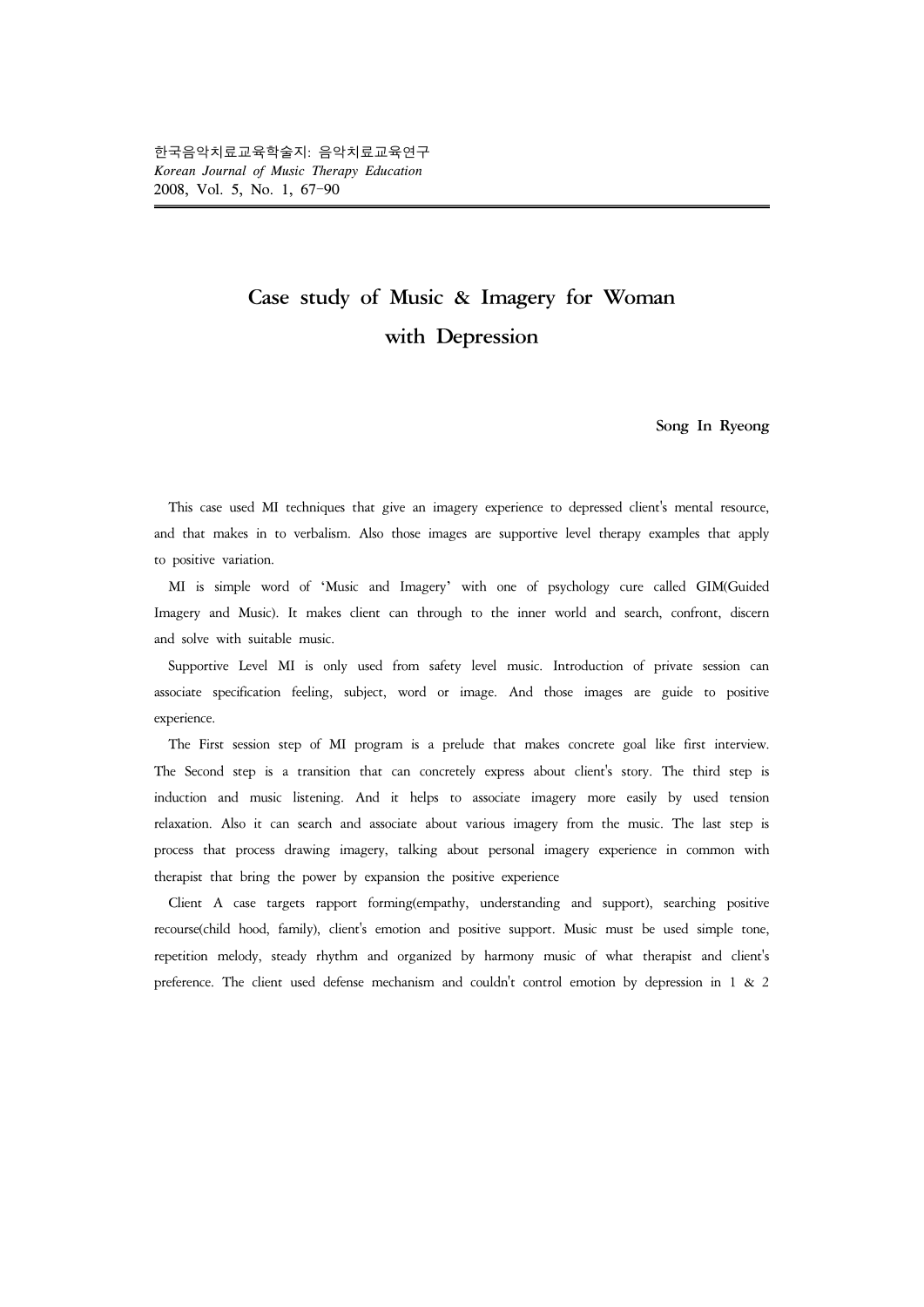# Case study of Music & Imagery for Woman with Depression

**Song In Ryeong**

This case used MI techniques that give an imagery experience to depressed client's mental resource, and that makes in to verbalism. Also those images are supportive level therapy examples that apply to positive variation.

MI is simple word of 'Music and Imagery' with one of psychology cure called GIM(Guided Imagery and Music). It makes client can through to the inner world and search, confront, discern and solve with suitable music.

Supportive Level MI is only used from safety level music. Introduction of private session can associate specification feeling, subject, word or image. And those images are guide to positive experience.

The First session step of MI program is a prelude that makes concrete goal like first interview. The Second step is a transition that can concretely express about client's story. The third step is induction and music listening. And it helps to associate imagery more easily by used tension relaxation. Also it can search and associate about various imagery from the music. The last step is process that process drawing imagery, talking about personal imagery experience in common with therapist that bring the power by expansion the positive experience

Client A case targets rapport forming(empathy, understanding and support), searching positive recourse(child hood, family), client's emotion and positive support. Music must be used simple tone, repetition melody, steady rhythm and organized by harmony music of what therapist and client's preference. The client used defense mechanism and couldn't control emotion by depression in 1 & 2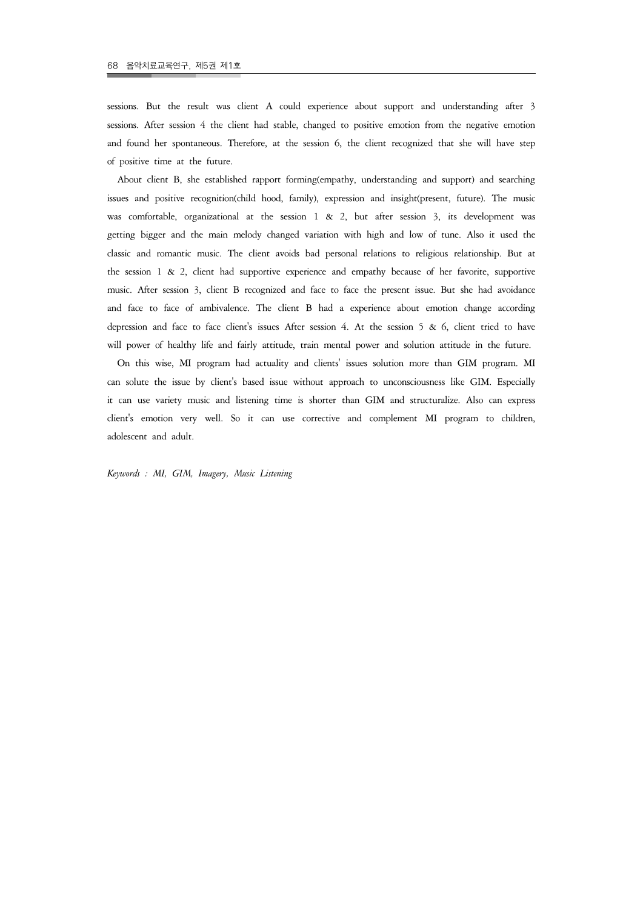sessions. But the result was client A could experience about support and understanding after 3 sessions. After session 4 the client had stable, changed to positive emotion from the negative emotion and found her spontaneous. Therefore, at the session 6, the client recognized that she will have step of positive time at the future.

About client B, she established rapport forming(empathy, understanding and support) and searching issues and positive recognition(child hood, family), expression and insight(present, future). The music was comfortable, organizational at the session 1 & 2, but after session 3, its development was getting bigger and the main melody changed variation with high and low of tune. Also it used the classic and romantic music. The client avoids bad personal relations to religious relationship. But at the session 1 & 2, client had supportive experience and empathy because of her favorite, supportive music. After session 3, client B recognized and face to face the present issue. But she had avoidance and face to face of ambivalence. The client B had a experience about emotion change according depression and face to face client's issues After session 4. At the session 5 & 6, client tried to have will power of healthy life and fairly attitude, train mental power and solution attitude in the future.

On this wise, MI program had actuality and clients' issues solution more than GIM program. MI can solute the issue by client's based issue without approach to unconsciousness like GIM. Especially it can use variety music and listening time is shorter than GIM and structuralize. Also can express client's emotion very well. So it can use corrective and complement MI program to children, adolescent and adult.

*Keywords : MI, GIM, Imagery, Music Listening*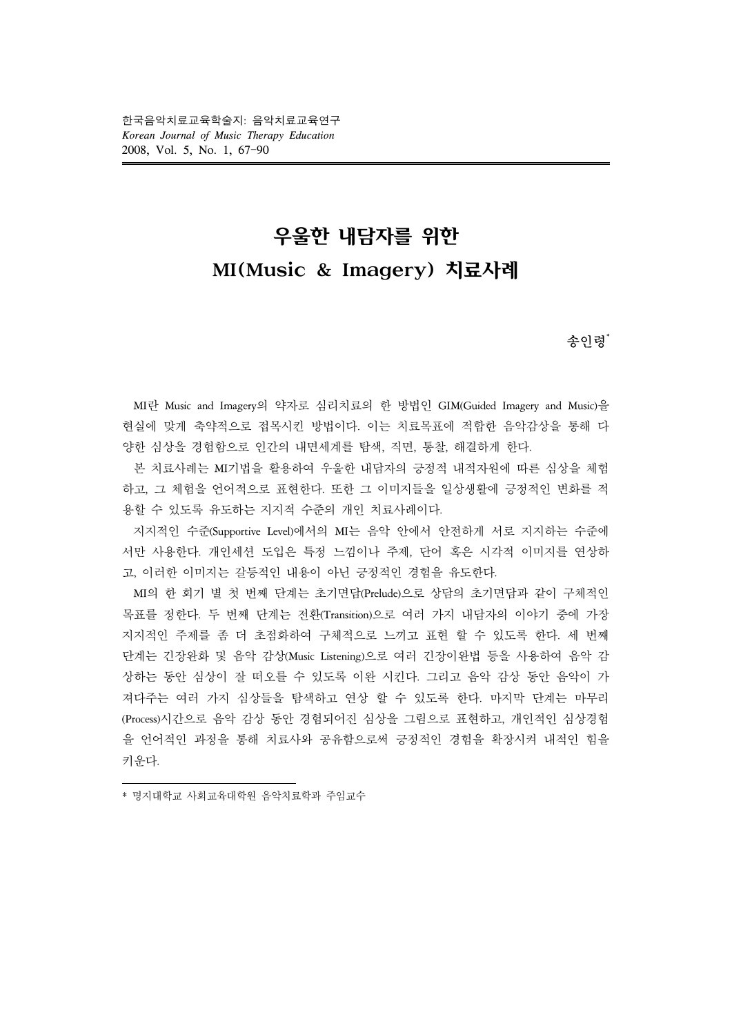# 우울한 내담자를 위한 MI(Music & Imagery) 치료사례

송인령[*]

MI란 Music and Imagery의 약자로 심리치료의 한 방법인 GIM(Guided Imagery and Music)을 현실에 맞게 축약적으로 접목시킨 방법이다. 이는 치료목표에 적합한 음악감상을 통해 다양한 심상을 경험함으로 인간의 내면세계를 탐색, 직면, 통찰, 해결하게 한다.

본 치료사례는 MI기법을 활용하여 우울한 내담자의 긍정적 내적자원에 따른 심상을 체험하고, 그 체험을 언어적으로 표현한다. 또한 그 이미지들을 일상생활에 긍정적인 변화를 적용할 수 있도록 유도하는 지지적 수준의 개인 치료사례이다.

지지적인 수준(Supportive Level)에서의 MI는 음악 안에서 안전하게 서로 지지하는 수준에서만 사용한다. 개인세션 도입은 특정 느낌이나 주제, 단어 혹은 시각적 이미지를 연상하고, 이러한 이미지는 갈등적인 내용이 아닌 긍정적인 경험을 유도한다.

MI의 한 회기 별 첫 번째 단계는 초기면담(Prelude)으로 상담의 초기면담과 같이 구체적인 목표를 정한다. 두 번째 단계는 전환(Transition)으로 여러 가지 내담자의 이야기 중에 가장 지지적인 주제를 좀 더 초점화하여 구체적으로 느끼고 표현 할 수 있도록 한다. 세 번째 단계는 긴장완화 및 음악 감상(Music Listening)으로 여러 긴장이완법 등을 사용하여 음악 감상하는 동안 심상이 잘 떠오를 수 있도록 이완 시킨다. 그리고 음악 감상 동안 음악이 가져다주는 여러 가지 심상들을 탐색하고 연상 할 수 있도록 한다. 마지막 단계는 마무리(Process)시간으로 음악 감상 동안 경험되어진 심상을 그림으로 표현하고, 개인적인 심상경험을 언어적인 과정을 통해 치료사와 공유함으로써 긍정적인 경험을 확장시켜 내적인 힘을 키운다.

---

[*] 명지대학교 사회교육대학원 음악치료학과 주임교수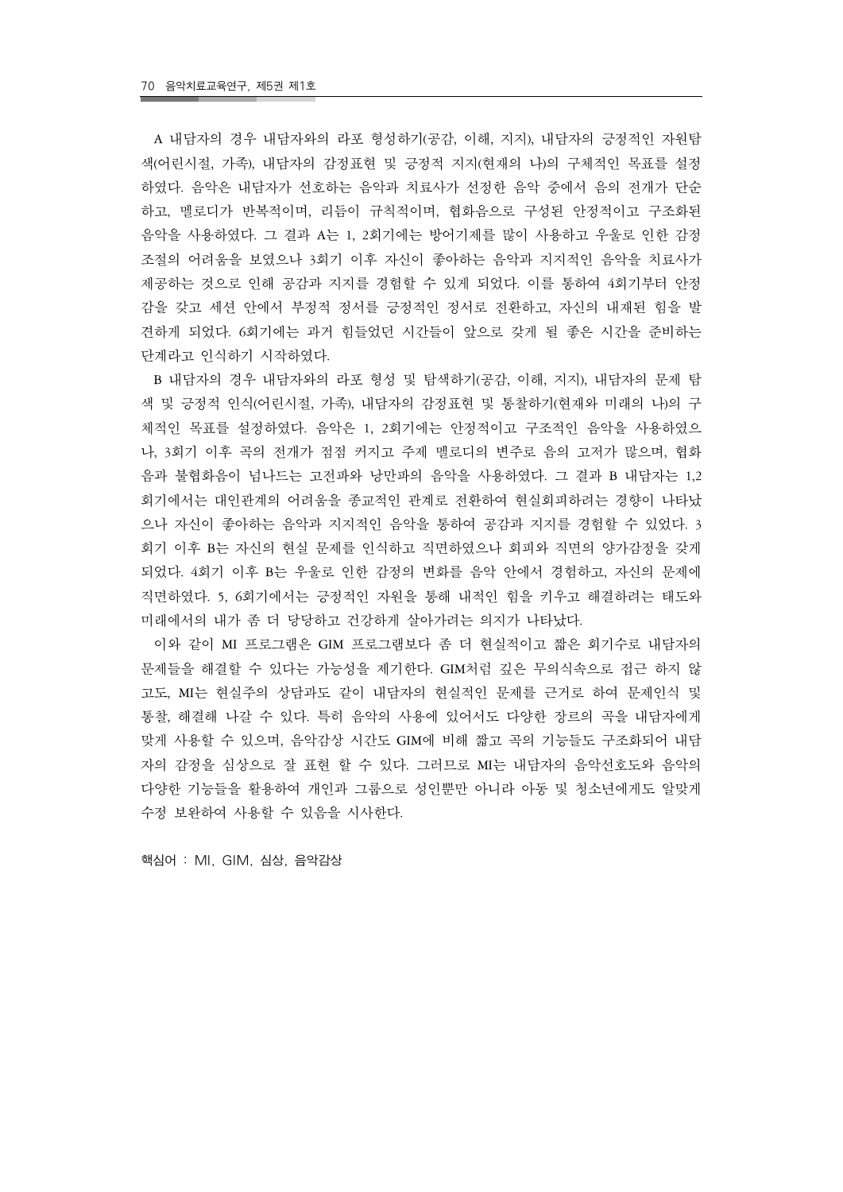A 내담자의 경우 내담자와의 라포 형성하기(공감, 이해, 지지), 내담자의 긍정적인 자원탐색(어린시절, 가족), 내담자의 감정표현 및 긍정적 지지(현재의 나)의 구체적인 목표를 설정하였다. 음악은 내담자가 선호하는 음악과 치료사가 선정한 음악 중에서 음의 전개가 단순하고, 멜로디가 반복적이며, 리듬이 규칙적이며, 협화음으로 구성된 안정적이고 구조화된 음악을 사용하였다. 그 결과 A는 1, 2회기에는 방어기제를 많이 사용하고 우울로 인한 감정조절의 어려움을 보였으나 3회기 이후 자신이 좋아하는 음악과 지지적인 음악을 치료사가 제공하는 것으로 인해 공감과 지지를 경험할 수 있게 되었다. 이를 통하여 4회기부터 안정감을 갖고 세션 안에서 부정적 정서를 긍정적인 정서로 전환하고, 자신의 내재된 힘을 발견하게 되었다. 6회기에는 과거 힘들었던 시간들이 앞으로 갖게 될 좋은 시간을 준비하는 단계라고 인식하기 시작하였다.

B 내담자의 경우 내담자와의 라포 형성 및 탐색하기(공감, 이해, 지지), 내담자의 문제 탐색 및 긍정적 인식(어린시절, 가족), 내담자의 감정표현 및 통찰하기(현재와 미래의 나)의 구체적인 목표를 설정하였다. 음악은 1, 2회기에는 안정적이고 구조적인 음악을 사용하였으나, 3회기 이후 곡의 전개가 점점 커지고 주제 멜로디의 변주로 음의 고저가 많으며, 협화음과 불협화음이 넘나드는 고전파와 낭만파의 음악을 사용하였다. 그 결과 B 내담자는 1,2회기에서는 대인관계의 어려움을 종교적인 관계로 전환하여 현실회피하려는 경향이 나타났으나 자신이 좋아하는 음악과 지지적인 음악을 통하여 공감과 지지를 경험할 수 있었다. 3회기 이후 B는 자신의 현실 문제를 인식하고 직면하였으나 회피와 직면의 양가감정을 갖게 되었다. 4회기 이후 B는 우울로 인한 감정의 변화를 음악 안에서 경험하고, 자신의 문제에 직면하였다. 5, 6회기에서는 긍정적인 자원을 통해 내적인 힘을 키우고 해결하려는 태도와 미래에서의 내가 좀 더 당당하고 건강하게 살아가려는 의지가 나타났다.

이와 같이 MI 프로그램은 GIM 프로그램보다 좀 더 현실적이고 짧은 회기수로 내담자의 문제들을 해결할 수 있다는 가능성을 제기한다. GIM처럼 깊은 무의식속으로 접근 하지 않고도, MI는 현실주의 상담과도 같이 내담자의 현실적인 문제를 근거로 하여 문제인식 및 통찰, 해결해 나갈 수 있다. 특히 음악의 사용에 있어서도 다양한 장르의 곡을 내담자에게 맞게 사용할 수 있으며, 음악감상 시간도 GIM에 비해 짧고 곡의 기능들도 구조화되어 내담자의 감정을 심상으로 잘 표현 할 수 있다. 그러므로 MI는 내담자의 음악선호도와 음악의 다양한 기능들을 활용하여 개인과 그룹으로 성인뿐만 아니라 아동 및 청소년에게도 알맞게 수정 보완하여 사용할 수 있음을 시사한다.

핵심어 : MI, GIM, 심상, 음악감상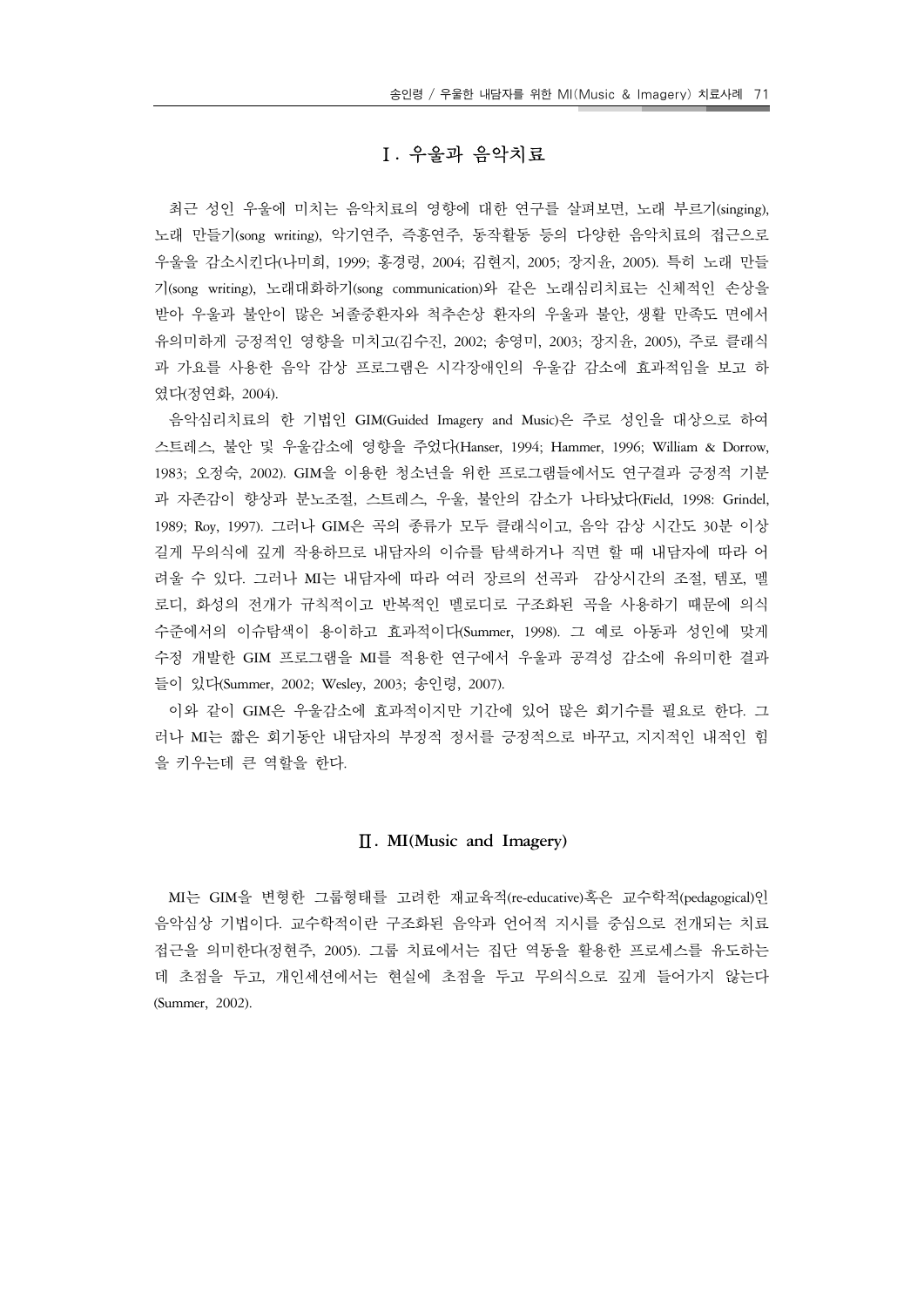## Ⅰ. 우울과 음악치료

최근 성인 우울에 미치는 음악치료의 영향에 대한 연구를 살펴보면, 노래 부르기(singing), 노래 만들기(song writing), 악기연주, 즉흥연주, 동작활동 등의 다양한 음악치료의 접근으로 우울을 감소시킨다(나미희, 1999; 홍경령, 2004; 김현지, 2005; 장지윤, 2005). 특히 노래 만들기(song writing), 노래대화하기(song communication)와 같은 노래심리치료는 신체적인 손상을 받아 우울과 불안이 많은 뇌졸중환자와 척추손상 환자의 우울과 불안, 생활 만족도 면에서 유의미하게 긍정적인 영향을 미치고(김수진, 2002; 송영미, 2003; 장지윤, 2005), 주로 클래식과 가요를 사용한 음악 감상 프로그램은 시각장애인의 우울감 감소에 효과적임을 보고 하였다(정연화, 2004).

음악심리치료의 한 기법인 GIM(Guided Imagery and Music)은 주로 성인을 대상으로 하여 스트레스, 불안 및 우울감소에 영향을 주었다(Hanser, 1994; Hammer, 1996; William & Dorrow, 1983; 오정숙, 2002). GIM을 이용한 청소년을 위한 프로그램들에서도 연구결과 긍정적 기분과 자존감이 향상과 분노조절, 스트레스, 우울, 불안의 감소가 나타났다(Field, 1998: Grindel, 1989; Roy, 1997). 그러나 GIM은 곡의 종류가 모두 클래식이고, 음악 감상 시간도 30분 이상 길게 무의식에 깊게 작용하므로 내담자의 이슈를 탐색하거나 직면 할 때 내담자에 따라 어려울 수 있다. 그러나 MI는 내담자에 따라 여러 장르의 선곡과 감상시간의 조절, 템포, 멜로디, 화성의 전개가 규칙적이고 반복적인 멜로디로 구조화된 곡을 사용하기 때문에 의식 수준에서의 이슈탐색이 용이하고 효과적이다(Summer, 1998). 그 예로 아동과 성인에 맞게 수정 개발한 GIM 프로그램을 MI를 적용한 연구에서 우울과 공격성 감소에 유의미한 결과들이 있다(Summer, 2002; Wesley, 2003; 송인령, 2007).

이와 같이 GIM은 우울감소에 효과적이지만 기간에 있어 많은 회기수를 필요로 한다. 그러나 MI는 짧은 회기동안 내담자의 부정적 정서를 긍정적으로 바꾸고, 지지적인 내적인 힘을 키우는데 큰 역할을 한다.

## Ⅱ. MI(Music and Imagery)

MI는 GIM을 변형한 그룹형태를 고려한 재교육적(re-educative)혹은 교수학적(pedagogical)인 음악심상 기법이다. 교수학적이란 구조화된 음악과 언어적 지시를 중심으로 전개되는 치료 접근을 의미한다(정현주, 2005). 그룹 치료에서는 집단 역동을 활용한 프로세스를 유도하는데 초점을 두고, 개인세션에서는 현실에 초점을 두고 무의식으로 깊게 들어가지 않는다(Summer, 2002).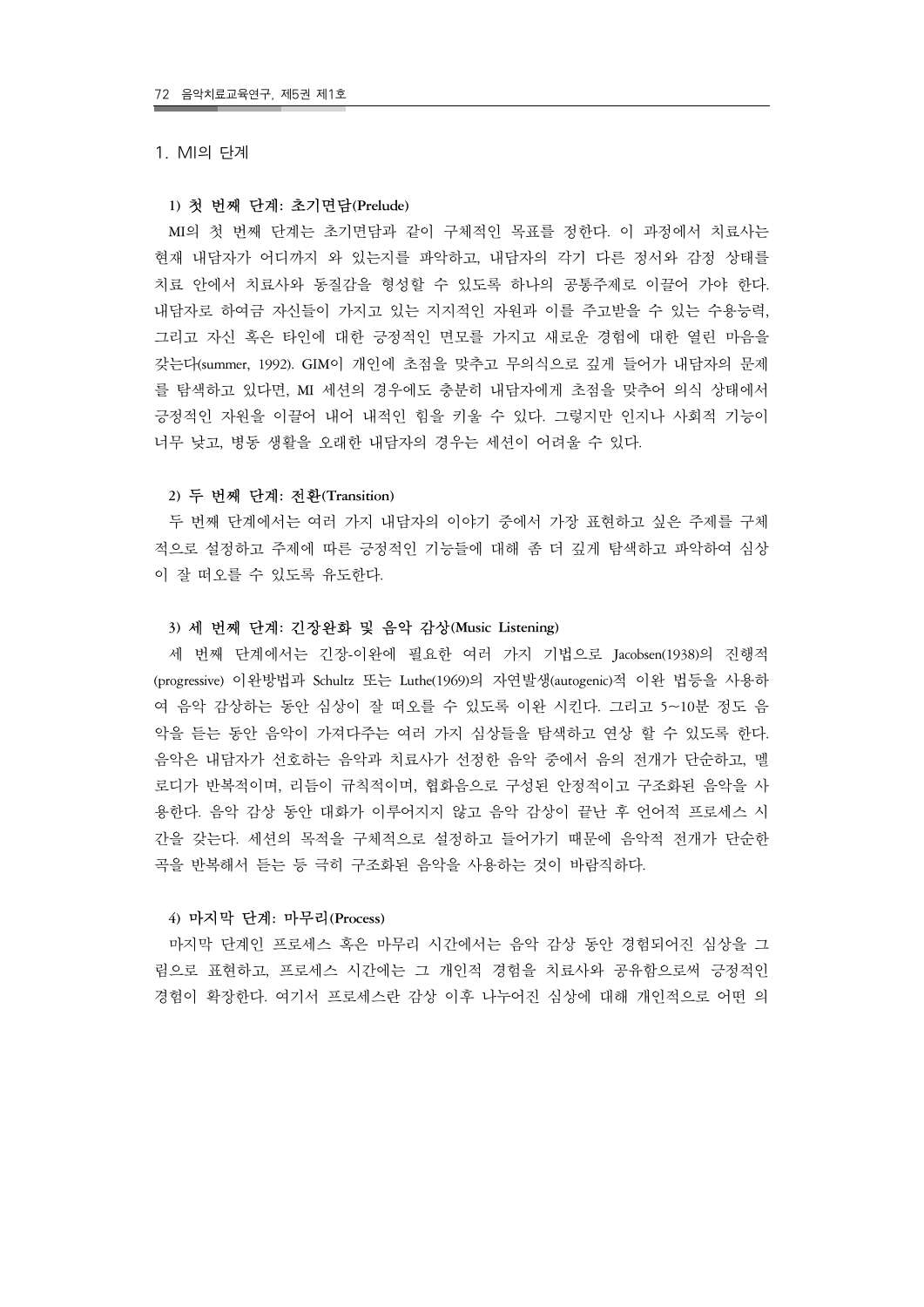## 1. MI의 단계

### 1) 첫 번째 단계: 초기면담(Prelude)

MI의 첫 번째 단계는 초기면담과 같이 구체적인 목표를 정한다. 이 과정에서 치료사는 현재 내담자가 어디까지 와 있는지를 파악하고, 내담자의 각기 다른 정서와 감정 상태를 치료 안에서 치료사와 동질감을 형성할 수 있도록 하나의 공통주제로 이끌어 가야 한다. 내담자로 하여금 자신들이 가지고 있는 지지적인 자원과 이를 주고받을 수 있는 수용능력, 그리고 자신 혹은 타인에 대한 긍정적인 면모를 가지고 새로운 경험에 대한 열린 마음을 갖는다(summer, 1992). GIM이 개인에 초점을 맞추고 무의식으로 깊게 들어가 내담자의 문제를 탐색하고 있다면, MI 세션의 경우에도 충분히 내담자에게 초점을 맞추어 의식 상태에서 긍정적인 자원을 이끌어 내어 내적인 힘을 키울 수 있다. 그렇지만 인지나 사회적 기능이 너무 낮고, 병동 생활을 오래한 내담자의 경우는 세션이 어려울 수 있다.

### 2) 두 번째 단계: 전환(Transition)

두 번째 단계에서는 여러 가지 내담자의 이야기 중에서 가장 표현하고 싶은 주제를 구체적으로 설정하고 주제에 따른 긍정적인 기능들에 대해 좀 더 깊게 탐색하고 파악하여 심상이 잘 떠오를 수 있도록 유도한다.

### 3) 세 번째 단계: 긴장완화 및 음악 감상(Music Listening)

세 번째 단계에서는 긴장-이완에 필요한 여러 가지 기법으로 Jacobsen(1938)의 진행적(progressive) 이완방법과 Schultz 또는 Luthe(1969)의 자연발생(autogenic)적 이완 법등을 사용하여 음악 감상하는 동안 심상이 잘 떠오를 수 있도록 이완 시킨다. 그리고 5~10분 정도 음악을 듣는 동안 음악이 가져다주는 여러 가지 심상들을 탐색하고 연상 할 수 있도록 한다. 음악은 내담자가 선호하는 음악과 치료사가 선정한 음악 중에서 음의 전개가 단순하고, 멜로디가 반복적이며, 리듬이 규칙적이며, 협화음으로 구성된 안정적이고 구조화된 음악을 사용한다. 음악 감상 동안 대화가 이루어지지 않고 음악 감상이 끝난 후 언어적 프로세스 시간을 갖는다. 세션의 목적을 구체적으로 설정하고 들어가기 때문에 음악적 전개가 단순한 곡을 반복해서 듣는 등 극히 구조화된 음악을 사용하는 것이 바람직하다.

### 4) 마지막 단계: 마무리(Process)

마지막 단계인 프로세스 혹은 마무리 시간에서는 음악 감상 동안 경험되어진 심상을 그림으로 표현하고, 프로세스 시간에는 그 개인적 경험을 치료사와 공유함으로써 긍정적인 경험이 확장한다. 여기서 프로세스란 감상 이후 나누어진 심상에 대해 개인적으로 어떤 의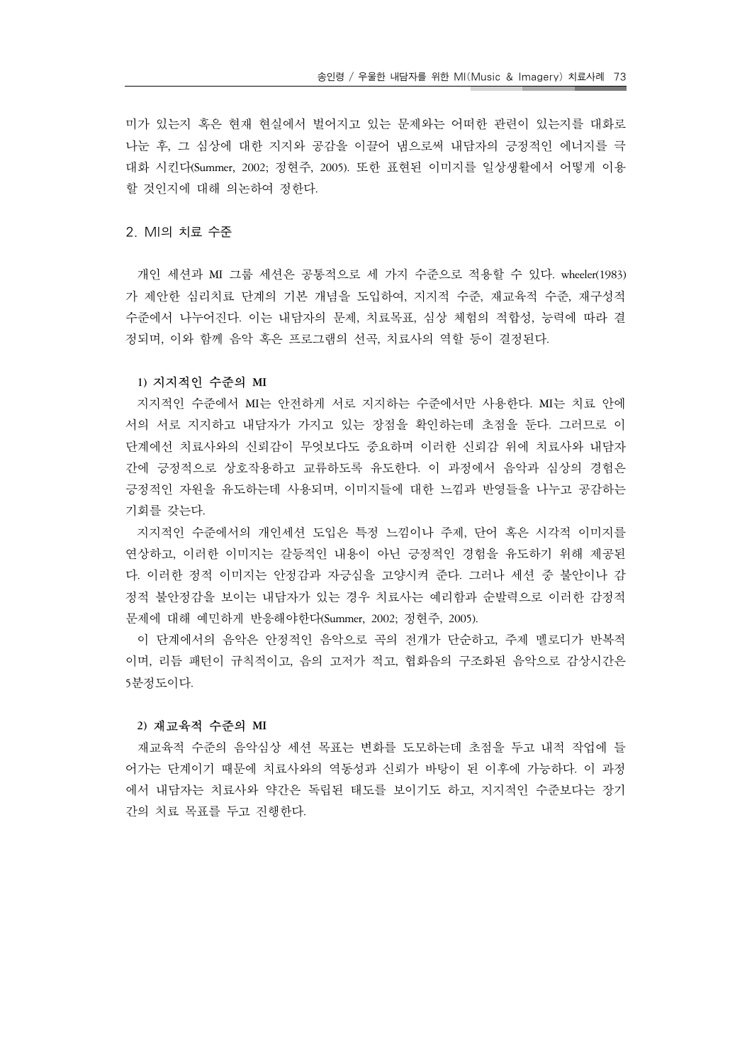미가 있는지 혹은 현재 현실에서 벌어지고 있는 문제와는 어떠한 관련이 있는지를 대화로 나눈 후, 그 심상에 대한 지지와 공감을 이끌어 냄으로써 내담자의 긍정적인 에너지를 극대화 시킨다(Summer, 2002; 정현주, 2005). 또한 표현된 이미지를 일상생활에서 어떻게 이용할 것인지에 대해 의논하여 정한다.

## 2. MI의 치료 수준

개인 세션과 MI 그룹 세션은 공통적으로 세 가지 수준으로 적용할 수 있다. wheeler(1983)가 제안한 심리치료 단계의 기본 개념을 도입하여, 지지적 수준, 재교육적 수준, 재구성적 수준에서 나누어진다. 이는 내담자의 문제, 치료목표, 심상 체험의 적합성, 능력에 따라 결정되며, 이와 함께 음악 혹은 프로그램의 선곡, 치료사의 역할 등이 결정된다.

### 1) 지지적인 수준의 MI

지지적인 수준에서 MI는 안전하게 서로 지지하는 수준에서만 사용한다. MI는 치료 안에서의 서로 지지하고 내담자가 가지고 있는 장점을 확인하는데 초점을 둔다. 그러므로 이 단계에선 치료사와의 신뢰감이 무엇보다도 중요하며 이러한 신뢰감 위에 치료사와 내담자 간에 긍정적으로 상호작용하고 교류하도록 유도한다. 이 과정에서 음악과 심상의 경험은 긍정적인 자원을 유도하는데 사용되며, 이미지들에 대한 느낌과 반영들을 나누고 공감하는 기회를 갖는다.

지지적인 수준에서의 개인세션 도입은 특정 느낌이나 주제, 단어 혹은 시각적 이미지를 연상하고, 이러한 이미지는 갈등적인 내용이 아닌 긍정적인 경험을 유도하기 위해 제공된다. 이러한 정적 이미지는 안정감과 자긍심을 고양시켜 준다. 그러나 세션 중 불안이나 감정적 불안정감을 보이는 내담자가 있는 경우 치료사는 예리함과 순발력으로 이러한 감정적 문제에 대해 예민하게 반응해야한다(Summer, 2002; 정현주, 2005).

이 단계에서의 음악은 안정적인 음악으로 곡의 전개가 단순하고, 주제 멜로디가 반복적이며, 리듬 패턴이 규칙적이고, 음의 고저가 적고, 협화음의 구조화된 음악으로 감상시간은 5분정도이다.

### 2) 재교육적 수준의 MI

재교육적 수준의 음악심상 세션 목표는 변화를 도모하는데 초점을 두고 내적 작업에 들어가는 단계이기 때문에 치료사와의 역동성과 신뢰가 바탕이 된 이후에 가능하다. 이 과정에서 내담자는 치료사와 약간은 독립된 태도를 보이기도 하고, 지지적인 수준보다는 장기간의 치료 목표를 두고 진행한다.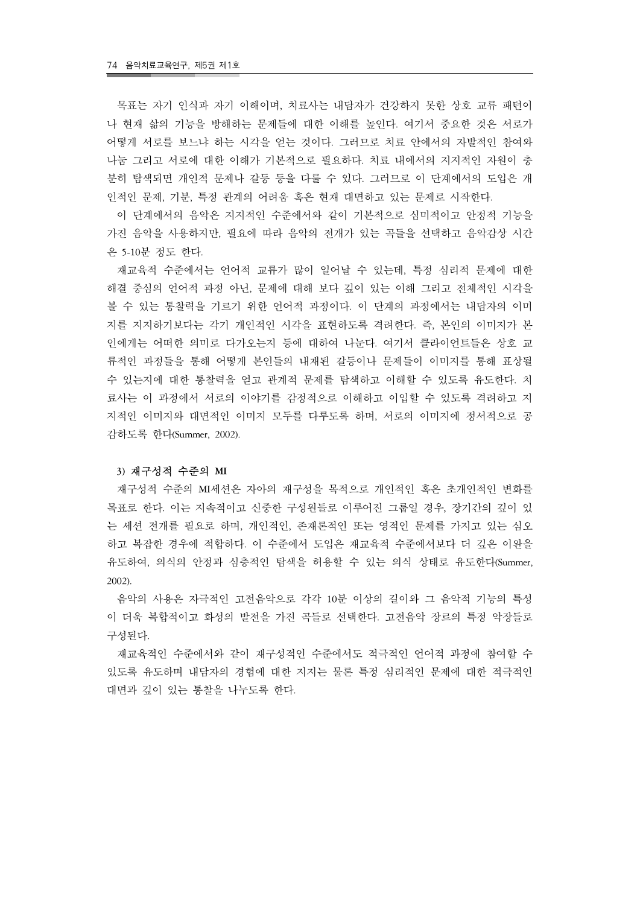목표는 자기 인식과 자기 이해이며, 치료사는 내담자가 건강하지 못한 상호 교류 패턴이나 현재 삶의 기능을 방해하는 문제들에 대한 이해를 높인다. 여기서 중요한 것은 서로가 어떻게 서로를 보느냐 하는 시각을 얻는 것이다. 그러므로 치료 안에서의 자발적인 참여와 나눔 그리고 서로에 대한 이해가 기본적으로 필요하다. 치료 내에서의 지지적인 자원이 충분히 탐색되면 개인적 문제나 갈등 등을 다룰 수 있다. 그러므로 이 단계에서의 도입은 개인적인 문제, 기분, 특정 관계의 어려움 혹은 현재 대면하고 있는 문제로 시작한다.

이 단계에서의 음악은 지지적인 수준에서와 같이 기본적으로 심미적이고 안정적 기능을 가진 음악을 사용하지만, 필요에 따라 음악의 전개가 있는 곡들을 선택하고 음악감상 시간은 5-10분 정도 한다.

재교육적 수준에서는 언어적 교류가 많이 일어날 수 있는데, 특정 심리적 문제에 대한 해결 중심의 언어적 과정 아닌, 문제에 대해 보다 깊이 있는 이해 그리고 전체적인 시각을 볼 수 있는 통찰력을 기르기 위한 언어적 과정이다. 이 단계의 과정에서는 내담자의 이미지를 지지하기보다는 각기 개인적인 시각을 표현하도록 격려한다. 즉, 본인의 이미지가 본인에게는 어떠한 의미로 다가오는지 등에 대하여 나눈다. 여기서 클라이언트들은 상호 교류적인 과정들을 통해 어떻게 본인들의 내재된 갈등이나 문제들이 이미지를 통해 표상될 수 있는지에 대한 통찰력을 얻고 관계적 문제를 탐색하고 이해할 수 있도록 유도한다. 치료사는 이 과정에서 서로의 이야기를 감정적으로 이해하고 이입할 수 있도록 격려하고 지지적인 이미지와 대면적인 이미지 모두를 다루도록 하며, 서로의 이미지에 정서적으로 공감하도록 한다(Summer, 2002).

#### 3) 재구성적 수준의 MI

재구성적 수준의 MI세션은 자아의 재구성을 목적으로 개인적인 혹은 초개인적인 변화를 목표로 한다. 이는 지속적이고 신중한 구성원들로 이루어진 그룹일 경우, 장기간의 깊이 있는 세션 전개를 필요로 하며, 개인적인, 존재론적인 또는 영적인 문제를 가지고 있는 심오하고 복잡한 경우에 적합하다. 이 수준에서 도입은 재교육적 수준에서보다 더 깊은 이완을 유도하여, 의식의 안정과 심층적인 탐색을 허용할 수 있는 의식 상태로 유도한다(Summer, 2002).

음악의 사용은 자극적인 고전음악으로 각각 10분 이상의 길이와 그 음악적 기능의 특성이 더욱 복합적이고 화성의 발전을 가진 곡들로 선택한다. 고전음악 장르의 특정 악장들로 구성된다.

재교육적인 수준에서와 같이 재구성적인 수준에서도 적극적인 언어적 과정에 참여할 수 있도록 유도하며 내담자의 경험에 대한 지지는 물론 특정 심리적인 문제에 대한 적극적인 대면과 깊이 있는 통찰을 나누도록 한다.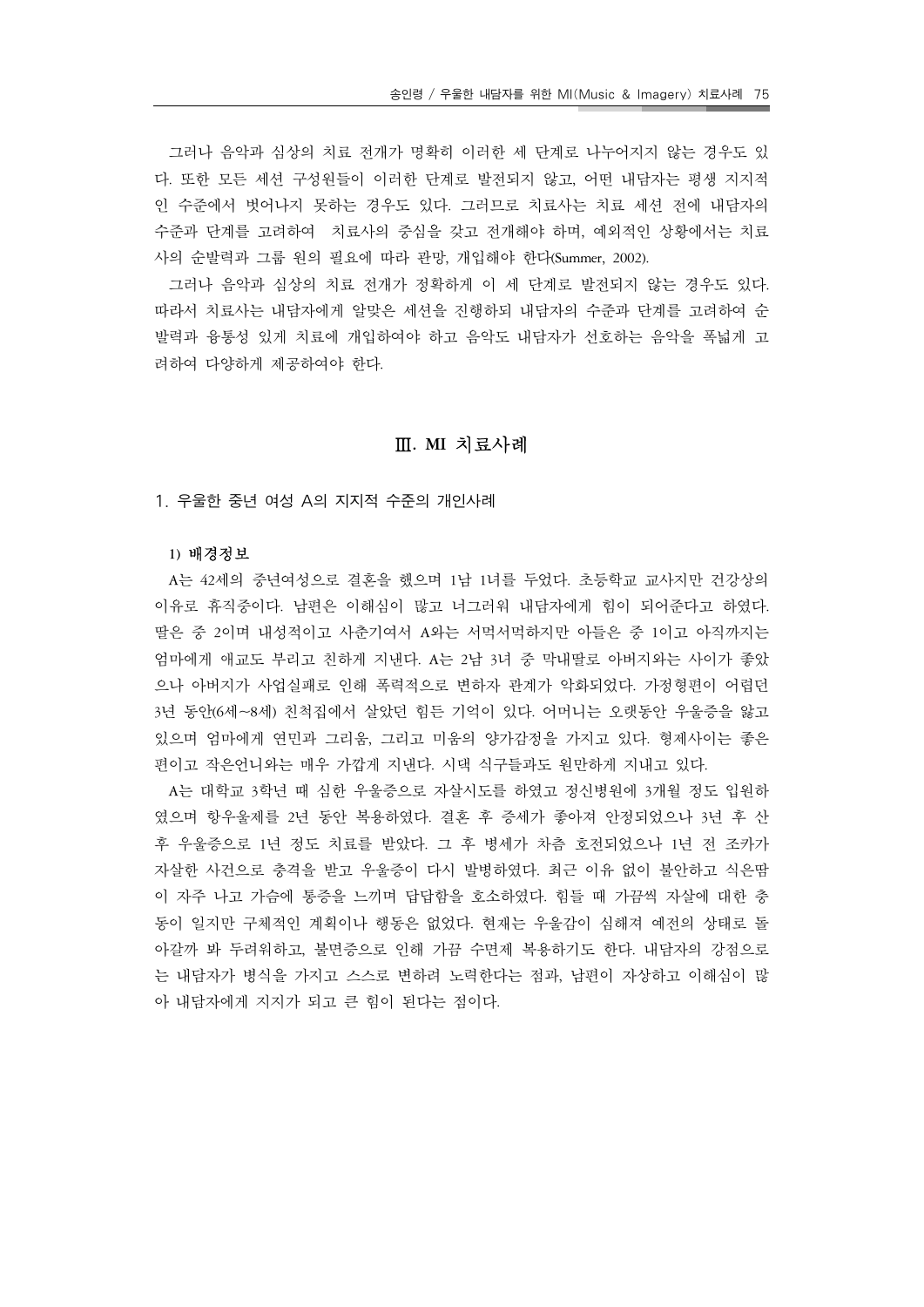그러나 음악과 심상의 치료 전개가 명확히 이러한 세 단계로 나누어지지 않는 경우도 있다. 또한 모든 세션 구성원들이 이러한 단계로 발전되지 않고, 어떤 내담자는 평생 지지적인 수준에서 벗어나지 못하는 경우도 있다. 그러므로 치료사는 치료 세션 전에 내담자의 수준과 단계를 고려하여 치료사의 중심을 갖고 전개해야 하며, 예외적인 상황에서는 치료사의 순발력과 그룹 원의 필요에 따라 관망, 개입해야 한다(Summer, 2002).

그러나 음악과 심상의 치료 전개가 정확하게 이 세 단계로 발전되지 않는 경우도 있다. 따라서 치료사는 내담자에게 알맞은 세션을 진행하되 내담자의 수준과 단계를 고려하여 순발력과 융통성 있게 치료에 개입하여야 하고 음악도 내담자가 선호하는 음악을 폭넓게 고려하여 다양하게 제공하여야 한다.

## Ⅲ. MI 치료사례

### 1. 우울한 중년 여성 A의 지지적 수준의 개인사례

#### 1) 배경정보

A는 42세의 중년여성으로 결혼을 했으며 1남 1녀를 두었다. 초등학교 교사지만 건강상의 이유로 휴직중이다. 남편은 이해심이 많고 너그러워 내담자에게 힘이 되어준다고 하였다. 딸은 중 2이며 내성적이고 사춘기여서 A와는 서먹서먹하지만 아들은 중 1이고 아직까지는 엄마에게 애교도 부리고 친하게 지낸다. A는 2남 3녀 중 막내딸로 아버지와는 사이가 좋았으나 아버지가 사업실패로 인해 폭력적으로 변하자 관계가 악화되었다. 가정형편이 어렵던 3년 동안(6세~8세) 친척집에서 살았던 힘든 기억이 있다. 어머니는 오랫동안 우울증을 앓고 있으며 엄마에게 연민과 그리움, 그리고 미움의 양가감정을 가지고 있다. 형제사이는 좋은 편이고 작은언니와는 매우 가깝게 지낸다. 시댁 식구들과도 원만하게 지내고 있다.

A는 대학교 3학년 때 심한 우울증으로 자살시도를 하였고 정신병원에 3개월 정도 입원하였으며 항우울제를 2년 동안 복용하였다. 결혼 후 증세가 좋아져 안정되었으나 3년 후 산후 우울증으로 1년 정도 치료를 받았다. 그 후 병세가 차츰 호전되었으나 1년 전 조카가 자살한 사건으로 충격을 받고 우울증이 다시 발병하였다. 최근 이유 없이 불안하고 식은땀이 자주 나고 가슴에 통증을 느끼며 답답함을 호소하였다. 힘들 때 가끔씩 자살에 대한 충동이 일지만 구체적인 계획이나 행동은 없었다. 현재는 우울감이 심해져 예전의 상태로 돌아갈까 봐 두려워하고, 불면증으로 인해 가끔 수면제 복용하기도 한다. 내담자의 강점으로는 내담자가 병식을 가지고 스스로 변하려 노력한다는 점과, 남편이 자상하고 이해심이 많아 내담자에게 지지가 되고 큰 힘이 된다는 점이다.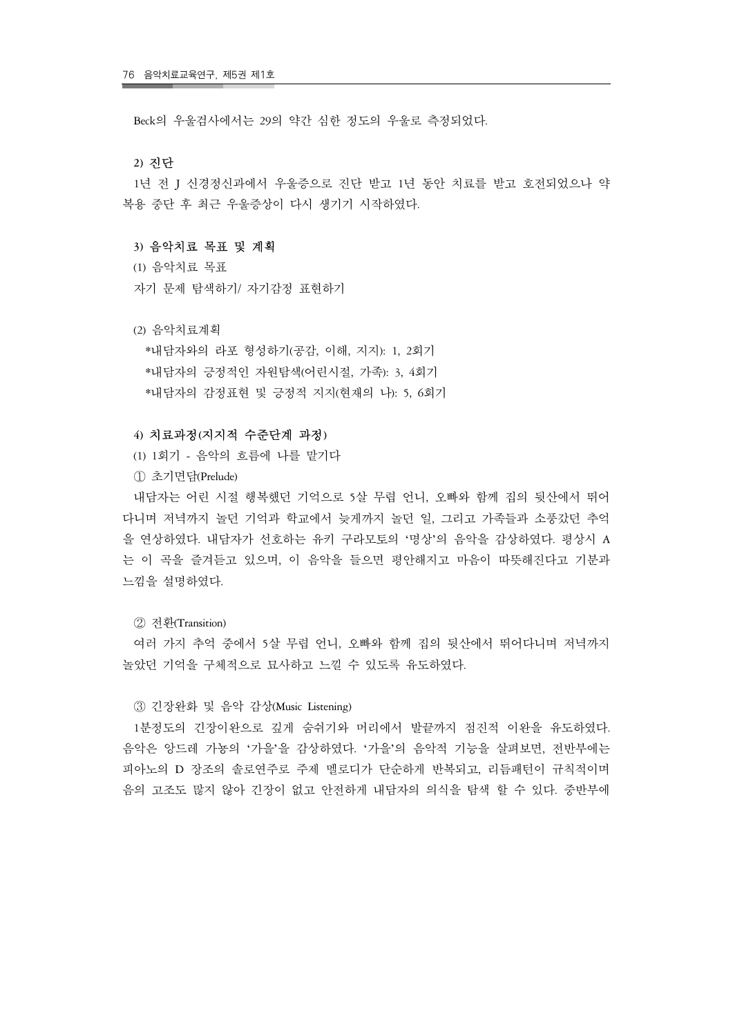Beck의 우울검사에서는 29의 약간 심한 정도의 우울로 측정되었다.

**2) 진단**

1년 전 J 신경정신과에서 우울증으로 진단 받고 1년 동안 치료를 받고 호전되었으나 약 복용 중단 후 최근 우울증상이 다시 생기기 시작하였다.

**3) 음악치료 목표 및 계획**

(1) 음악치료 목표

자기 문제 탐색하기/ 자기감정 표현하기

(2) 음악치료계획

*내담자와의 라포 형성하기(공감, 이해, 지지): 1, 2회기
*내담자의 긍정적인 자원탐색(어린시절, 가족): 3, 4회기
*내담자의 감정표현 및 긍정적 지지(현재의 나): 5, 6회기

**4) 치료과정(지지적 수준단계 과정)**

(1) 1회기 - 음악의 흐름에 나를 맡기다

① 초기면담(Prelude)

내담자는 어린 시절 행복했던 기억으로 5살 무렵 언니, 오빠와 함께 집의 뒷산에서 뛰어다니며 저녁까지 놀던 기억과 학교에서 늦게까지 놀던 일, 그리고 가족들과 소풍갔던 추억을 연상하였다. 내담자가 선호하는 유키 구라모토의 '명상'의 음악을 감상하였다. 평상시 A는 이 곡을 즐겨듣고 있으며, 이 음악을 들으면 평안해지고 마음이 따뜻해진다고 기분과 느낌을 설명하였다.

② 전환(Transition)

여러 가지 추억 중에서 5살 무렵 언니, 오빠와 함께 집의 뒷산에서 뛰어다니며 저녁까지 놀았던 기억을 구체적으로 묘사하고 느낄 수 있도록 유도하였다.

③ 긴장완화 및 음악 감상(Music Listening)

1분정도의 긴장이완으로 깊게 숨쉬기와 머리에서 발끝까지 점진적 이완을 유도하였다. 음악은 앙드레 가뇽의 '가을'을 감상하였다. '가을'의 음악적 기능을 살펴보면, 전반부에는 피아노의 D 장조의 솔로연주로 주제 멜로디가 단순하게 반복되고, 리듬패턴이 규칙적이며 음의 고조도 많지 않아 긴장이 없고 안전하게 내담자의 의식을 탐색 할 수 있다. 중반부에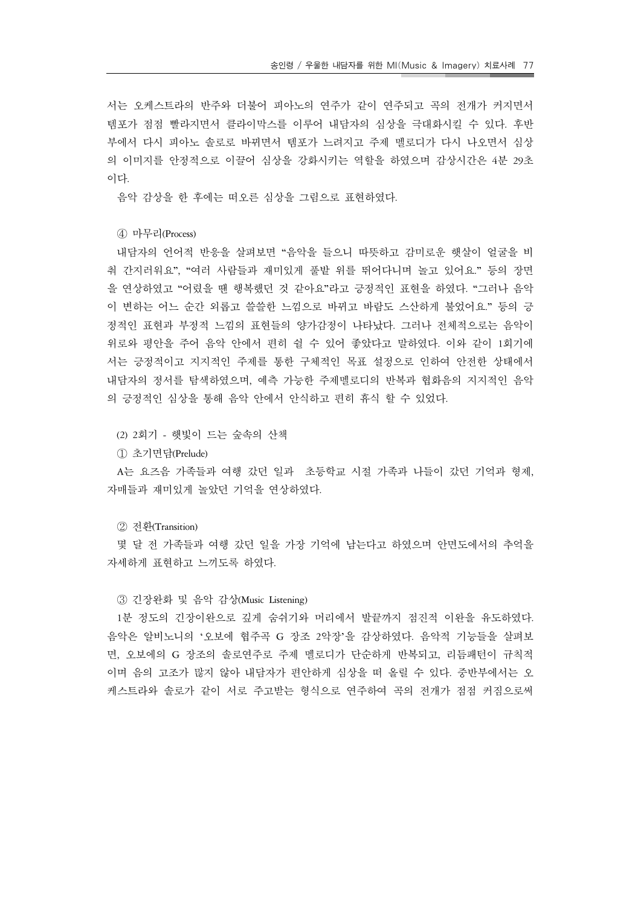서는 오케스트라의 반주와 더불어 피아노의 연주가 같이 연주되고 곡의 전개가 커지면서 템포가 점점 빨라지면서 클라이막스를 이루어 내담자의 심상을 극대화시킬 수 있다. 후반부에서 다시 피아노 솔로로 바뀌면서 템포가 느려지고 주제 멜로디가 다시 나오면서 심상의 이미지를 안정적으로 이끌어 심상을 강화시키는 역할을 하였으며 감상시간은 4분 29초이다.

음악 감상을 한 후에는 떠오른 심상을 그림으로 표현하였다.

④ 마무리(Process)

내담자의 언어적 반응을 살펴보면 "음악을 들으니 따뜻하고 감미로운 햇살이 얼굴을 비춰 간지러워요", "여러 사람들과 재미있게 풀밭 위를 뛰어다니며 놀고 있어요." 등의 장면을 연상하였고 "어렸을 땐 행복했던 것 같아요"라고 긍정적인 표현을 하였다. "그러나 음악이 변하는 어느 순간 외롭고 쓸쓸한 느낌으로 바뀌고 바람도 스산하게 불었어요." 등의 긍정적인 표현과 부정적 느낌의 표현들의 양가감정이 나타났다. 그러나 전체적으로는 음악이 위로와 평안을 주어 음악 안에서 편히 쉴 수 있어 좋았다고 말하였다. 이와 같이 1회기에서는 긍정적이고 지지적인 주제를 통한 구체적인 목표 설정으로 인하여 안전한 상태에서 내담자의 정서를 탐색하였으며, 예측 가능한 주제멜로디의 반복과 협화음의 지지적인 음악의 긍정적인 심상을 통해 음악 안에서 안식하고 편히 휴식 할 수 있었다.

(2) 2회기 - 햇빛이 드는 숲속의 산책

① 초기면담(Prelude)

A는 요즈음 가족들과 여행 갔던 일과 초등학교 시절 가족과 나들이 갔던 기억과 형제, 자매들과 재미있게 놀았던 기억을 연상하였다.

② 전환(Transition)

몇 달 전 가족들과 여행 갔던 일을 가장 기억에 남는다고 하였으며 안면도에서의 추억을 자세하게 표현하고 느끼도록 하였다.

③ 긴장완화 및 음악 감상(Music Listening)

1분 정도의 긴장이완으로 깊게 숨쉬기와 머리에서 발끝까지 점진적 이완을 유도하였다. 음악은 알비노니의 '오보에 협주곡 G 장조 2악장'을 감상하였다. 음악적 기능들을 살펴보면, 오보에의 G 장조의 솔로연주로 주제 멜로디가 단순하게 반복되고, 리듬패턴이 규칙적이며 음의 고조가 많지 않아 내담자가 편안하게 심상을 떠 올릴 수 있다. 중반부에서는 오케스트라와 솔로가 같이 서로 주고받는 형식으로 연주하여 곡의 전개가 점점 커짐으로써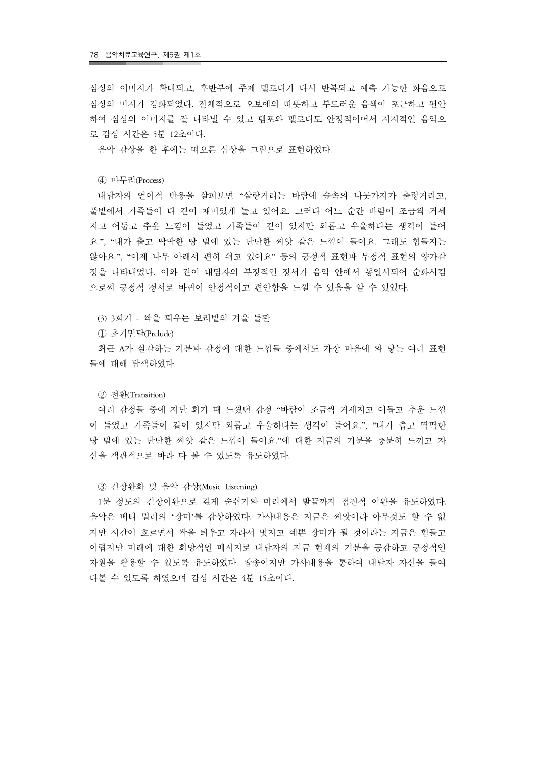심상의 이미지가 확대되고, 후반부에 주제 멜로디가 다시 반복되고 예측 가능한 화음으로 심상의 미지가 강화되었다. 전체적으로 오보에의 따뜻하고 부드러운 음색이 포근하고 편안하여 심상의 이미지를 잘 나타낼 수 있고 템포와 멜로디도 안정적이어서 지지적인 음악으로 감상 시간은 5분 12초이다.

음악 감상을 한 후에는 떠오른 심상을 그림으로 표현하였다.

④ 마무리(Process)

내담자의 언어적 반응을 살펴보면 "살랑거리는 바람에 숲속의 나뭇가지가 출렁거리고, 풀밭에서 가족들이 다 같이 재미있게 놀고 있어요. 그러다 어느 순간 바람이 조금씩 거세지고 어둡고 추운 느낌이 들었고 가족들이 같이 있지만 외롭고 우울하다는 생각이 들어요.", "내가 춥고 딱딱한 땅 밑에 있는 단단한 씨앗 같은 느낌이 들어요. 그래도 힘들지는 않아요.", "이제 나무 아래서 편히 쉬고 있어요" 등의 긍정적 표현과 부정적 표현의 양가감정을 나타내었다. 이와 같이 내담자의 부정적인 정서가 음악 안에서 동일시되어 순화시킴으로써 긍정적 정서로 바뀌어 안정적이고 편안함을 느낄 수 있음을 알 수 있었다.

(3) 3회기 - 싹을 틔우는 보리밭의 겨울 들판

① 초기면담(Prelude)

최근 A가 실감하는 기분과 감정에 대한 느낌들 중에서도 가장 마음에 와 닿는 여러 표현들에 대해 탐색하였다.

② 전환(Transition)

여러 감정들 중에 지난 회기 때 느꼈던 감정 "바람이 조금씩 거세지고 어둡고 추운 느낌이 들었고 가족들이 같이 있지만 외롭고 우울하다는 생각이 들어요.", "내가 춥고 딱딱한 땅 밑에 있는 단단한 씨앗 같은 느낌이 들어요."에 대한 지금의 기분을 충분히 느끼고 자신을 객관적으로 바라 다 볼 수 있도록 유도하였다.

③ 긴장완화 및 음악 감상(Music Listening)

1분 정도의 긴장이완으로 깊게 숨쉬기와 머리에서 발끝까지 점진적 이완을 유도하였다. 음악은 베티 밀러의 '장미'를 감상하였다. 가사내용은 지금은 씨앗이라 아무것도 할 수 없지만 시간이 흐르면서 싹을 틔우고 자라서 멋지고 예쁜 장미가 될 것이라는 지금은 힘들고 어렵지만 미래에 대한 희망적인 메시지로 내담자의 지금 현재의 기분을 공감하고 긍정적인 자원을 활용할 수 있도록 유도하였다. 팝송이지만 가사내용을 통하여 내담자 자신을 들여다볼 수 있도록 하였으며 감상 시간은 4분 15초이다.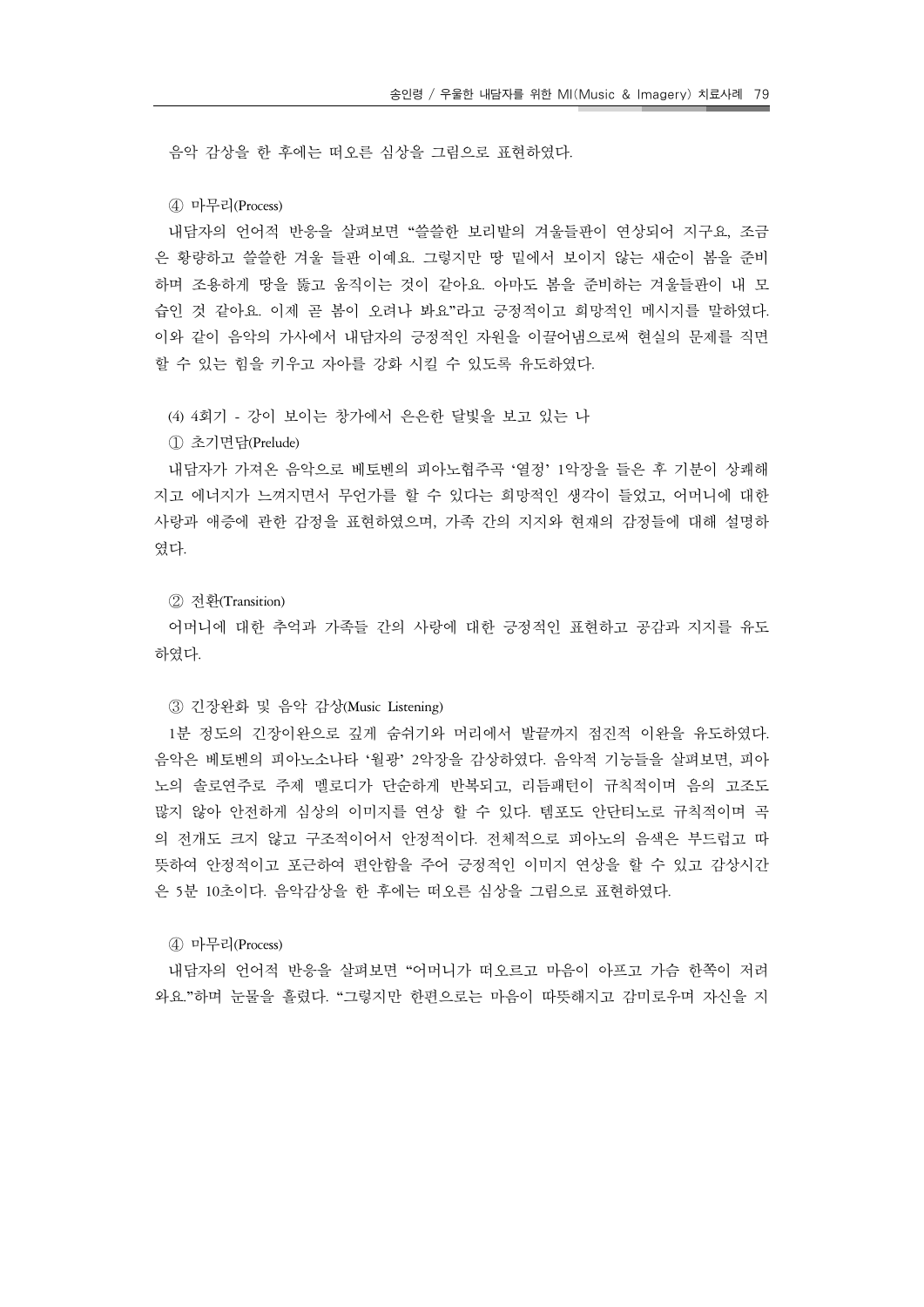음악 감상을 한 후에는 떠오른 심상을 그림으로 표현하였다.

④ 마무리(Process)

내담자의 언어적 반응을 살펴보면 "쓸쓸한 보리밭의 겨울들판이 연상되어 지구요, 조금은 황량하고 쓸쓸한 겨울 들판 이예요. 그렇지만 땅 밑에서 보이지 않는 새순이 봄을 준비하며 조용하게 땅을 뚫고 움직이는 것이 같아요. 아마도 봄을 준비하는 겨울들판이 내 모습인 것 같아요. 이제 곧 봄이 오려나 봐요"라고 긍정적이고 희망적인 메시지를 말하였다. 이와 같이 음악의 가사에서 내담자의 긍정적인 자원을 이끌어냄으로써 현실의 문제를 직면할 수 있는 힘을 키우고 자아를 강화 시킬 수 있도록 유도하였다.

(4) 4회기 - 강이 보이는 창가에서 은은한 달빛을 보고 있는 나

① 초기면담(Prelude)

내담자가 가져온 음악으로 베토벤의 피아노협주곡 '열정' 1악장을 들은 후 기분이 상쾌해지고 에너지가 느껴지면서 무언가를 할 수 있다는 희망적인 생각이 들었고, 어머니에 대한 사랑과 애증에 관한 감정을 표현하였으며, 가족 간의 지지와 현재의 감정들에 대해 설명하였다.

② 전환(Transition)

어머니에 대한 추억과 가족들 간의 사랑에 대한 긍정적인 표현하고 공감과 지지를 유도하였다.

③ 긴장완화 및 음악 감상(Music Listening)

1분 정도의 긴장이완으로 깊게 숨쉬기와 머리에서 발끝까지 점진적 이완을 유도하였다. 음악은 베토벤의 피아노소나타 '월광' 2악장을 감상하였다. 음악적 기능들을 살펴보면, 피아노의 솔로연주로 주제 멜로디가 단순하게 반복되고, 리듬패턴이 규칙적이며 음의 고조도 많지 않아 안전하게 심상의 이미지를 연상 할 수 있다. 템포도 안단티노로 규칙적이며 곡의 전개도 크지 않고 구조적이어서 안정적이다. 전체적으로 피아노의 음색은 부드럽고 따뜻하여 안정적이고 포근하여 편안함을 주어 긍정적인 이미지 연상을 할 수 있고 감상시간은 5분 10초이다. 음악감상을 한 후에는 떠오른 심상을 그림으로 표현하였다.

④ 마무리(Process)

내담자의 언어적 반응을 살펴보면 "어머니가 떠오르고 마음이 아프고 가슴 한쪽이 저려와요."하며 눈물을 흘렸다. "그렇지만 한편으로는 마음이 따뜻해지고 감미로우며 자신을 지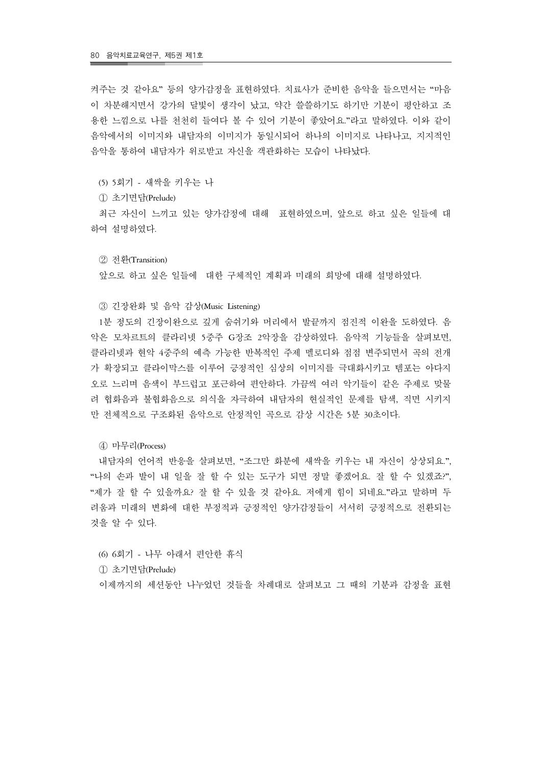켜주는 것 같아요" 등의 양가감정을 표현하였다. 치료사가 준비한 음악을 들으면서는 "마음이 차분해지면서 강가의 달빛이 생각이 났고, 약간 쓸쓸하기도 하기만 기분이 평안하고 조용한 느낌으로 나를 천천히 들여다 볼 수 있어 기분이 좋았어요."라고 말하였다. 이와 같이 음악에서의 이미지와 내담자의 이미지가 동일시되어 하나의 이미지로 나타나고, 지지적인 음악을 통하여 내담자가 위로받고 자신을 객관화하는 모습이 나타났다.

(5) 5회기 - 새싹을 키우는 나

① 초기면담(Prelude)

최근 자신이 느끼고 있는 양가감정에 대해 표현하였으며, 앞으로 하고 싶은 일들에 대하여 설명하였다.

② 전환(Transition)

앞으로 하고 싶은 일들에 대한 구체적인 계획과 미래의 희망에 대해 설명하였다.

③ 긴장완화 및 음악 감상(Music Listening)

1분 정도의 긴장이완으로 깊게 숨쉬기와 머리에서 발끝까지 점진적 이완을 도하였다. 음악은 모차르트의 클라리넷 5중주 G장조 2악장을 감상하였다. 음악적 기능들을 살펴보면, 클라리넷과 현악 4중주의 예측 가능한 반복적인 주제 멜로디와 점점 변주되면서 곡의 전개가 확장되고 클라이막스를 이루어 긍정적인 심상의 이미지를 극대화시키고 템포는 아다지오로 느리며 음색이 부드럽고 포근하여 편안하다. 가끔씩 여러 악기들이 같은 주제로 맞물려 협화음과 불협화음으로 의식을 자극하여 내담자의 현실적인 문제를 탐색, 직면 시키지만 전체적으로 구조화된 음악으로 안정적인 곡으로 감상 시간은 5분 30초이다.

④ 마무리(Process)

내담자의 언어적 반응을 살펴보면, "조그만 화분에 새싹을 키우는 내 자신이 상상되요.", "나의 손과 발이 내 일을 잘 할 수 있는 도구가 되면 정말 좋겠어요. 잘 할 수 있겠죠?", "제가 잘 할 수 있을까요? 잘 할 수 있을 것 같아요. 저에게 힘이 되네요."라고 말하며 두려움과 미래의 변화에 대한 부정적과 긍정적인 양가감정들이 서서히 긍정적으로 전환되는 것을 알 수 있다.

(6) 6회기 - 나무 아래서 편안한 휴식

① 초기면담(Prelude)

이제까지의 세션동안 나누었던 것들을 차례대로 살펴보고 그 때의 기분과 감정을 표현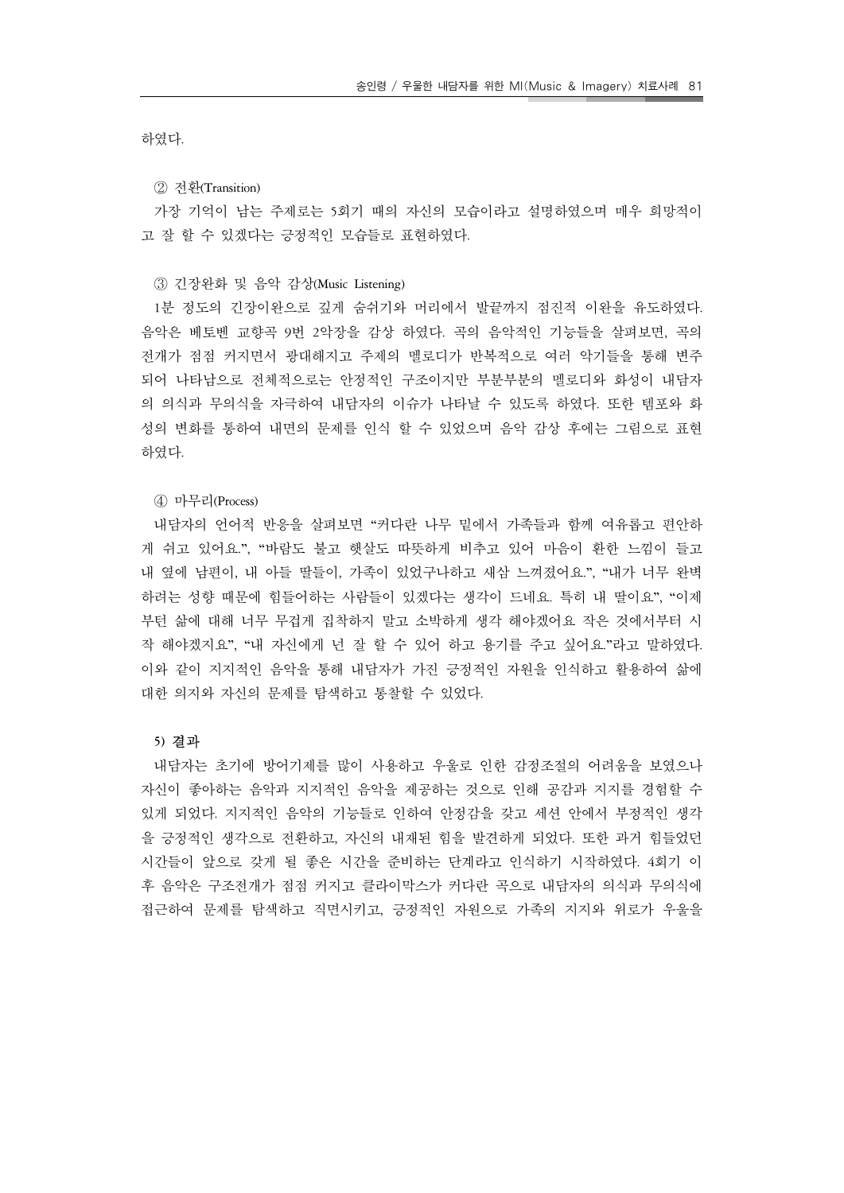하였다.

② 전환(Transition)

가장 기억이 남는 주제로는 5회기 때의 자신의 모습이라고 설명하였으며 매우 희망적이고 잘 할 수 있겠다는 긍정적인 모습들로 표현하였다.

③ 긴장완화 및 음악 감상(Music Listening)

1분 정도의 긴장이완으로 깊게 숨쉬기와 머리에서 발끝까지 점진적 이완을 유도하였다. 음악은 베토벤 교향곡 9번 2악장을 감상 하였다. 곡의 음악적인 기능들을 살펴보면, 곡의 전개가 점점 커지면서 광대해지고 주제의 멜로디가 반복적으로 여러 악기들을 통해 변주되어 나타남으로 전체적으로는 안정적인 구조이지만 부분부분의 멜로디와 화성이 내담자의 의식과 무의식을 자극하여 내담자의 이슈가 나타날 수 있도록 하였다. 또한 템포와 화성의 변화를 통하여 내면의 문제를 인식 할 수 있었으며 음악 감상 후에는 그림으로 표현하였다.

④ 마무리(Process)

내담자의 언어적 반응을 살펴보면 "커다란 나무 밑에서 가족들과 함께 여유롭고 편안하게 쉬고 있어요.", "바람도 불고 햇살도 따뜻하게 비추고 있어 마음이 환한 느낌이 들고 내 옆에 남편이, 내 아들 딸들이, 가족이 있었구나하고 새삼 느껴졌어요.", "내가 너무 완벽하려는 성향 때문에 힘들어하는 사람들이 있겠다는 생각이 드네요. 특히 내 딸이요", "이제부턴 삶에 대해 너무 무겁게 집착하지 말고 소박하게 생각 해야겠어요 작은 것에서부터 시작 해야겠지요", "내 자신에게 넌 잘 할 수 있어 하고 용기를 주고 싶어요."라고 말하였다. 이와 같이 지지적인 음악을 통해 내담자가 가진 긍정적인 자원을 인식하고 활용하여 삶에 대한 의지와 자신의 문제를 탐색하고 통찰할 수 있었다.

**5) 결과**

내담자는 초기에 방어기제를 많이 사용하고 우울로 인한 감정조절의 어려움을 보였으나 자신이 좋아하는 음악과 지지적인 음악을 제공하는 것으로 인해 공감과 지지를 경험할 수 있게 되었다. 지지적인 음악의 기능들로 인하여 안정감을 갖고 세션 안에서 부정적인 생각을 긍정적인 생각으로 전환하고, 자신의 내재된 힘을 발견하게 되었다. 또한 과거 힘들었던 시간들이 앞으로 갖게 될 좋은 시간을 준비하는 단계라고 인식하기 시작하였다. 4회기 이후 음악은 구조전개가 점점 커지고 클라이막스가 커다란 곡으로 내담자의 의식과 무의식에 접근하여 문제를 탐색하고 직면시키고, 긍정적인 자원으로 가족의 지지와 위로가 우울을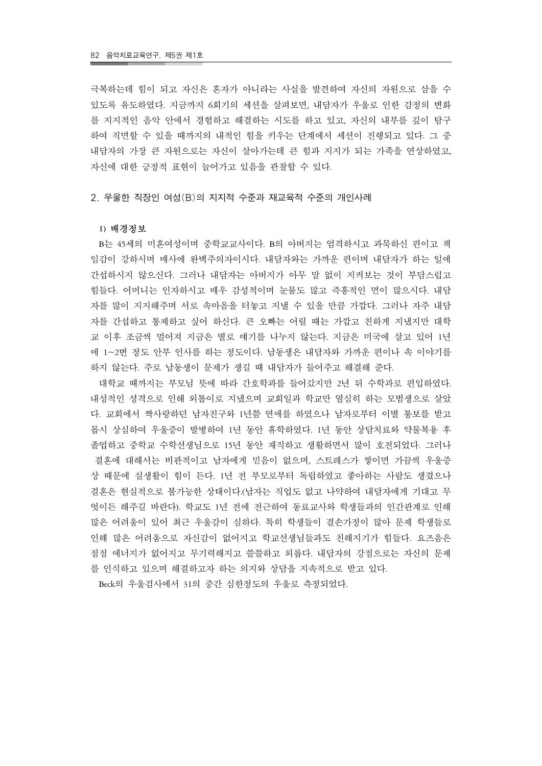극복하는데 힘이 되고 자신은 혼자가 아니라는 사실을 발견하여 자신의 자원으로 삼을 수 있도록 유도하였다. 지금까지 6회기의 세션을 살펴보면, 내담자가 우울로 인한 감정의 변화를 지지적인 음악 안에서 경험하고 해결하는 시도를 하고 있고, 자신의 내부를 깊이 탐구하여 직면할 수 있을 때까지의 내적인 힘을 키우는 단계에서 세션이 진행되고 있다. 그 중 내담자의 가장 큰 자원으로는 자신이 살아가는데 큰 힘과 지지가 되는 가족을 연상하였고, 자신에 대한 긍정적 표현이 늘어가고 있음을 관찰할 수 있다.

## 2. 우울한 직장인 여성(B)의 지지적 수준과 재교육적 수준의 개인사례

### 1) 배경정보

B는 45세의 미혼여성이며 중학교교사이다. B의 아버지는 엄격하시고 과묵하신 편이고 책임감이 강하시며 매사에 완벽주의자이시다. 내담자와는 가까운 편이며 내담자가 하는 일에 간섭하시지 않으신다. 그러나 내담자는 아버지가 아무 말 없이 지켜보는 것이 부담스럽고 힘들다. 어머니는 인자하시고 매우 감성적이며 눈물도 많고 즉흥적인 면이 많으시다. 내담자를 많이 지지해주며 서로 속마음을 터놓고 지낼 수 있을 만큼 가깝다. 그러나 자주 내담자를 간섭하고 통제하고 싶어 하신다. 큰 오빠는 어릴 때는 가깝고 친하게 지냈지만 대학교 이후 조금씩 멀어져 지금은 별로 얘기를 나누지 않는다. 지금은 미국에 살고 있어 1년에 1~2번 정도 안부 인사를 하는 정도이다. 남동생은 내담자와 가까운 편이나 속 이야기를 하지 않는다. 주로 남동생이 문제가 생길 때 내담자가 들어주고 해결해 준다.

대학교 때까지는 부모님 뜻에 따라 간호학과를 들어갔지만 2년 뒤 수학과로 편입하였다. 내성적인 성격으로 인해 외톨이로 지냈으며 교회일과 학교만 열심히 하는 모범생으로 살았다. 교회에서 짝사랑하던 남자친구와 1년쯤 연애를 하였으나 남자로부터 이별 통보를 받고 몹시 상심하여 우울증이 발병하여 1년 동안 휴학하였다. 1년 동안 상담치료와 약물복용 후 졸업하고 중학교 수학선생님으로 15년 동안 재직하고 생활하면서 많이 호전되었다. 그러나 결혼에 대해서는 비관적이고 남자에게 믿음이 없으며, 스트레스가 쌓이면 가끔씩 우울증상 때문에 실생활이 힘이 든다. 1년 전 부모로부터 독립하였고 좋아하는 사람도 생겼으나 결혼은 현실적으로 불가능한 상태이다.(남자는 직업도 없고 나약하여 내담자에게 기대고 무엇이든 해주길 바란다). 학교도 1년 전에 전근하여 동료교사와 학생들과의 인간관계로 인해 많은 어려움이 있어 최근 우울감이 심하다. 특히 학생들이 결손가정이 많아 문제 학생들로 인해 많은 어려움으로 자신감이 없어지고 학교선생님들과도 친해지기가 힘들다. 요즈음은 점점 에너지가 없어지고 무기력해지고 쓸쓸하고 외롭다. 내담자의 강점으로는 자신의 문제를 인식하고 있으며 해결하고자 하는 의지와 상담을 지속적으로 받고 있다.

Beck의 우울검사에서 31의 중간 심한정도의 우울로 측정되었다.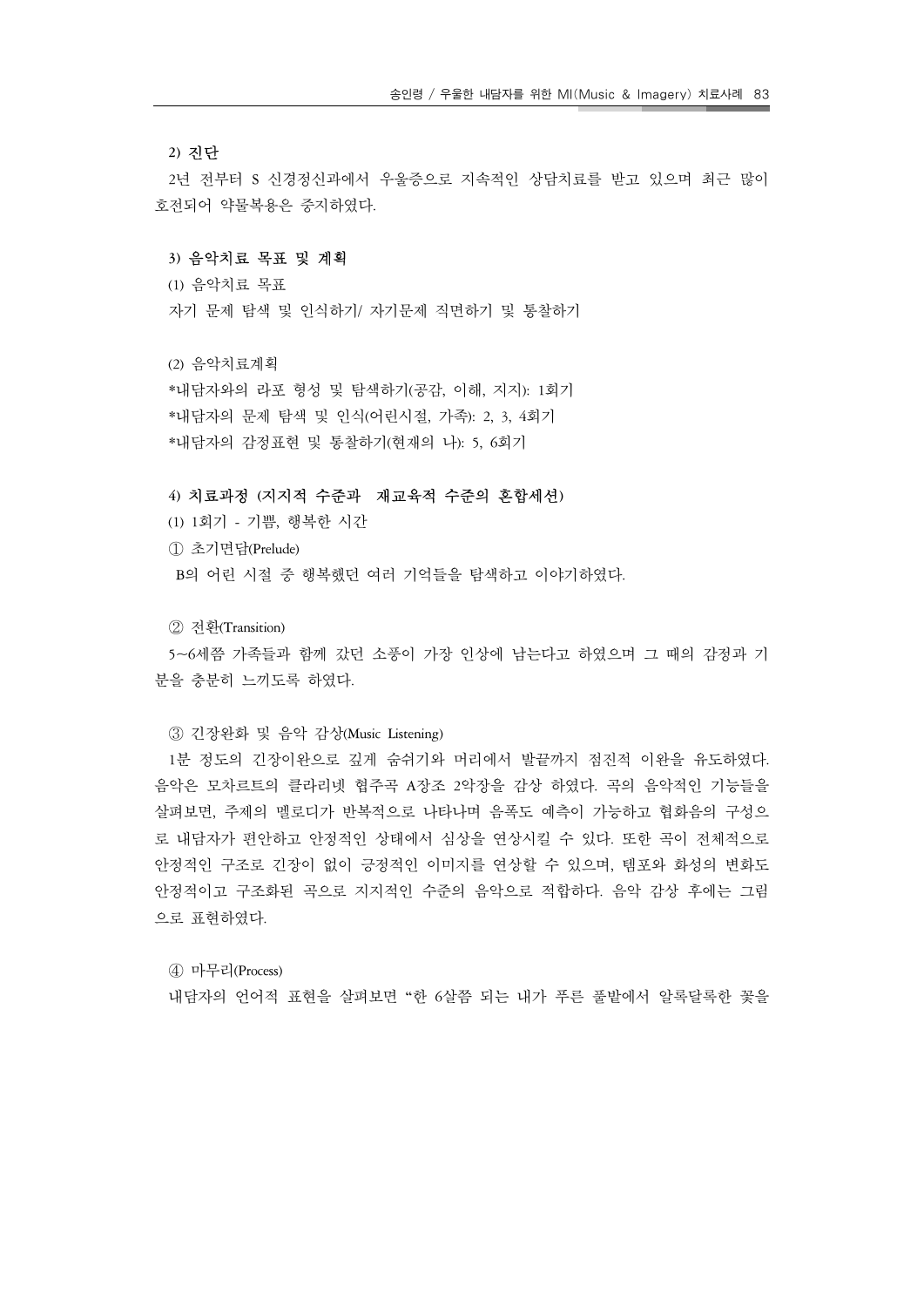#### 2) 진단

2년 전부터 S 신경정신과에서 우울증으로 지속적인 상담치료를 받고 있으며 최근 많이 호전되어 약물복용은 중지하였다.

#### 3) 음악치료 목표 및 계획

(1) 음악치료 목표

자기 문제 탐색 및 인식하기/ 자기문제 직면하기 및 통찰하기

(2) 음악치료계획

*내담자와의 라포 형성 및 탐색하기(공감, 이해, 지지): 1회기
*내담자의 문제 탐색 및 인식(어린시절, 가족): 2, 3, 4회기
*내담자의 감정표현 및 통찰하기(현재의 나): 5, 6회기

#### 4) 치료과정 (지지적 수준과 재교육적 수준의 혼합세션)

(1) 1회기 - 기쁨, 행복한 시간

① 초기면담(Prelude)

B의 어린 시절 중 행복했던 여러 기억들을 탐색하고 이야기하였다.

② 전환(Transition)

5~6세쯤 가족들과 함께 갔던 소풍이 가장 인상에 남는다고 하였으며 그 때의 감정과 기분을 충분히 느끼도록 하였다.

③ 긴장완화 및 음악 감상(Music Listening)

1분 정도의 긴장이완으로 깊게 숨쉬기와 머리에서 발끝까지 점진적 이완을 유도하였다. 음악은 모차르트의 클라리넷 협주곡 A장조 2악장을 감상 하였다. 곡의 음악적인 기능들을 살펴보면, 주제의 멜로디가 반복적으로 나타나며 음폭도 예측이 가능하고 협화음의 구성으로 내담자가 편안하고 안정적인 상태에서 심상을 연상시킬 수 있다. 또한 곡이 전체적으로 안정적인 구조로 긴장이 없이 긍정적인 이미지를 연상할 수 있으며, 템포와 화성의 변화도 안정적이고 구조화된 곡으로 지지적인 수준의 음악으로 적합하다. 음악 감상 후에는 그림으로 표현하였다.

④ 마무리(Process)

내담자의 언어적 표현을 살펴보면 "한 6살쯤 되는 내가 푸른 풀밭에서 알록달록한 꽃을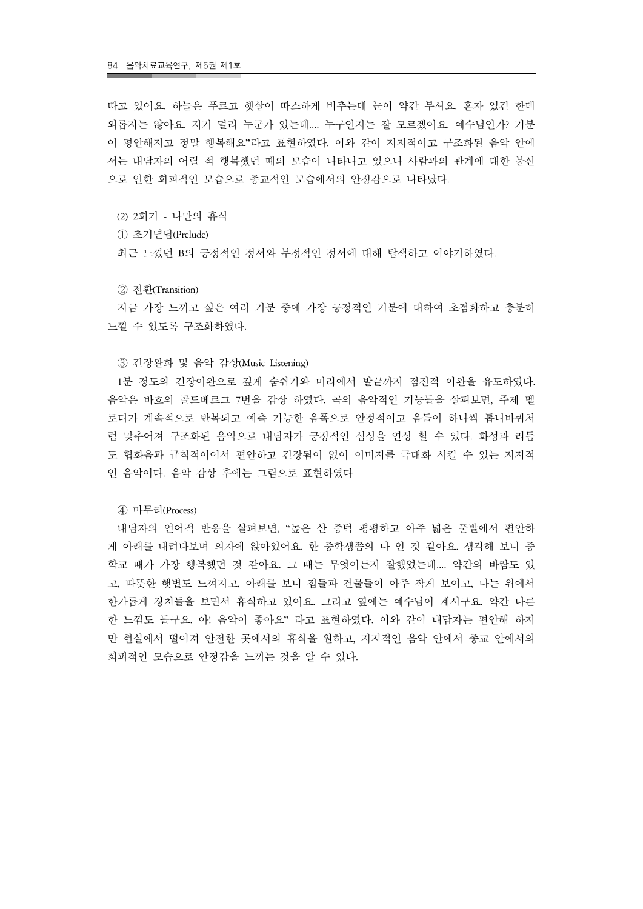따고 있어요. 하늘은 푸르고 햇살이 따스하게 비추는데 눈이 약간 부셔요. 혼자 있긴 한데 외롭지는 않아요. 저기 멀리 누군가 있는데.... 누구인지는 잘 모르겠어요. 예수님인가? 기분이 평안해지고 정말 행복해요"라고 표현하였다. 이와 같이 지지적이고 구조화된 음악 안에서는 내담자의 어릴 적 행복했던 때의 모습이 나타나고 있으나 사람과의 관계에 대한 불신으로 인한 회피적인 모습으로 종교적인 모습에서의 안정감으로 나타났다.

(2) 2회기 - 나만의 휴식

① 초기면담(Prelude)

최근 느꼈던 B의 긍정적인 정서와 부정적인 정서에 대해 탐색하고 이야기하였다.

② 전환(Transition)

지금 가장 느끼고 싶은 여러 기분 중에 가장 긍정적인 기분에 대하여 초점화하고 충분히 느낄 수 있도록 구조화하였다.

③ 긴장완화 및 음악 감상(Music Listening)

1분 정도의 긴장이완으로 깊게 숨쉬기와 머리에서 발끝까지 점진적 이완을 유도하였다. 음악은 바흐의 골드베르그 7번을 감상 하였다. 곡의 음악적인 기능들을 살펴보면, 주제 멜로디가 계속적으로 반복되고 예측 가능한 음폭으로 안정적이고 음들이 하나씩 톱니바퀴처럼 맞추어져 구조화된 음악으로 내담자가 긍정적인 심상을 연상 할 수 있다. 화성과 리듬도 협화음과 규칙적이어서 편안하고 긴장됨이 없이 이미지를 극대화 시킬 수 있는 지지적인 음악이다. 음악 감상 후에는 그림으로 표현하였다

④ 마무리(Process)

내담자의 언어적 반응을 살펴보면, "높은 산 중턱 평평하고 아주 넓은 풀밭에서 편안하게 아래를 내려다보며 의자에 앉아있어요. 한 중학생쯤의 나 인 것 같아요. 생각해 보니 중학교 때가 가장 행복했던 것 같아요. 그 때는 무엇이든지 잘했었는데.... 약간의 바람도 있고, 따뜻한 햇볕도 느껴지고, 아래를 보니 집들과 건물들이 아주 작게 보이고, 나는 위에서 한가롭게 경치들을 보면서 휴식하고 있어요. 그리고 옆에는 예수님이 계시구요. 약간 나른한 느낌도 들구요. 아! 음악이 좋아요" 라고 표현하였다. 이와 같이 내담자는 편안해 하지만 현실에서 떨어져 안전한 곳에서의 휴식을 원하고, 지지적인 음악 안에서 종교 안에서의 회피적인 모습으로 안정감을 느끼는 것을 알 수 있다.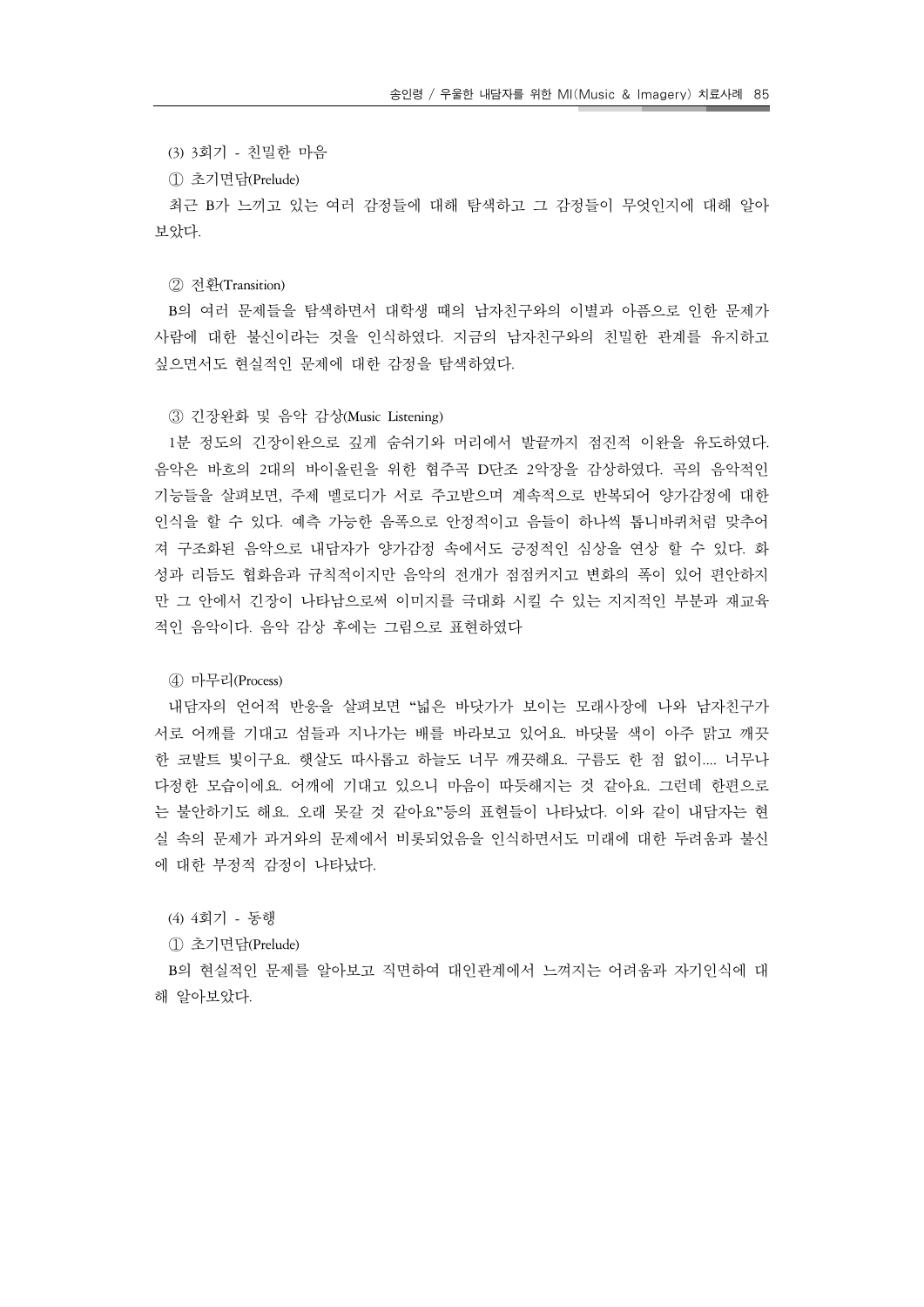(3) 3회기 - 친밀한 마음

① 초기면담(Prelude)

최근 B가 느끼고 있는 여러 감정들에 대해 탐색하고 그 감정들이 무엇인지에 대해 알아보았다.

② 전환(Transition)

B의 여러 문제들을 탐색하면서 대학생 때의 남자친구와의 이별과 아픔으로 인한 문제가 사람에 대한 불신이라는 것을 인식하였다. 지금의 남자친구와의 친밀한 관계를 유지하고 싶으면서도 현실적인 문제에 대한 감정을 탐색하였다.

③ 긴장완화 및 음악 감상(Music Listening)

1분 정도의 긴장이완으로 깊게 숨쉬기와 머리에서 발끝까지 점진적 이완을 유도하였다. 음악은 바흐의 2대의 바이올린을 위한 협주곡 D단조 2악장을 감상하였다. 곡의 음악적인 기능들을 살펴보면, 주제 멜로디가 서로 주고받으며 계속적으로 반복되어 양가감정에 대한 인식을 할 수 있다. 예측 가능한 음폭으로 안정적이고 음들이 하나씩 톱니바퀴처럼 맞추어져 구조화된 음악으로 내담자가 양가감정 속에서도 긍정적인 심상을 연상 할 수 있다. 화성과 리듬도 협화음과 규칙적이지만 음악의 전개가 점점커지고 변화의 폭이 있어 편안하지만 그 안에서 긴장이 나타남으로써 이미지를 극대화 시킬 수 있는 지지적인 부분과 재교육적인 음악이다. 음악 감상 후에는 그림으로 표현하였다

④ 마무리(Process)

내담자의 언어적 반응을 살펴보면 "넓은 바닷가가 보이는 모래사장에 나와 남자친구가 서로 어깨를 기대고 섬들과 지나가는 배를 바라보고 있어요. 바닷물 색이 아주 맑고 깨끗한 코발트 빛이구요. 햇살도 따사롭고 하늘도 너무 깨끗해요. 구름도 한 점 없이.... 너무나 다정한 모습이에요. 어깨에 기대고 있으니 마음이 따듯해지는 것 같아요. 그런데 한편으로는 불안하기도 해요. 오래 못갈 것 같아요"등의 표현들이 나타났다. 이와 같이 내담자는 현실 속의 문제가 과거와의 문제에서 비롯되었음을 인식하면서도 미래에 대한 두려움과 불신에 대한 부정적 감정이 나타났다.

(4) 4회기 - 동행

① 초기면담(Prelude)

B의 현실적인 문제를 알아보고 직면하여 대인관계에서 느껴지는 어려움과 자기인식에 대해 알아보았다.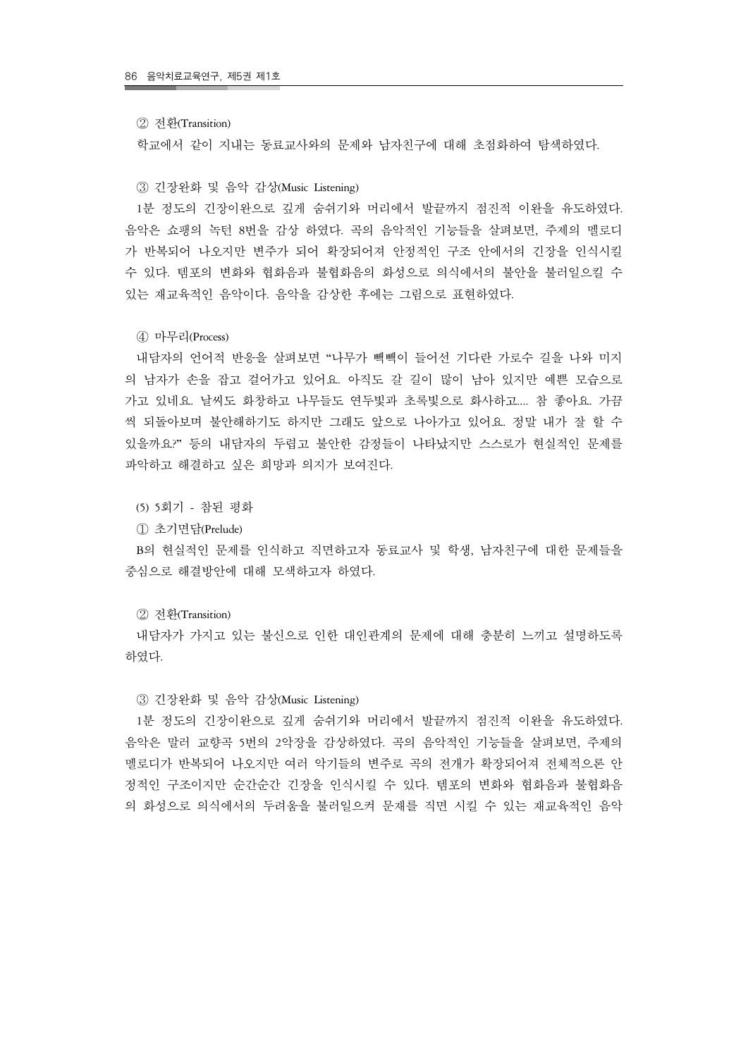② 전환(Transition)

학교에서 같이 지내는 동료교사와의 문제와 남자친구에 대해 초점화하여 탐색하였다.

③ 긴장완화 및 음악 감상(Music Listening)

1분 정도의 긴장이완으로 깊게 숨쉬기와 머리에서 발끝까지 점진적 이완을 유도하였다. 음악은 쇼팽의 녹턴 8번을 감상 하였다. 곡의 음악적인 기능들을 살펴보면, 주제의 멜로디가 반복되어 나오지만 변주가 되어 확장되어져 안정적인 구조 안에서의 긴장을 인식시킬 수 있다. 템포의 변화와 협화음과 불협화음의 화성으로 의식에서의 불안을 불러일으킬 수 있는 재교육적인 음악이다. 음악을 감상한 후에는 그림으로 표현하였다.

④ 마무리(Process)

내담자의 언어적 반응을 살펴보면 "나무가 빽빽이 들어선 기다란 가로수 길을 나와 미지의 남자가 손을 잡고 걸어가고 있어요. 아직도 갈 길이 많이 남아 있지만 예쁜 모습으로 가고 있네요. 날씨도 화창하고 나무들도 연두빛과 초록빛으로 화사하고.... 참 좋아요. 가끔씩 되돌아보며 불안해하기도 하지만 그래도 앞으로 나아가고 있어요. 정말 내가 잘 할 수 있을까요?" 등의 내담자의 두렵고 불안한 감정들이 나타났지만 스스로가 현실적인 문제를 파악하고 해결하고 싶은 희망과 의지가 보여진다.

(5) 5회기 - 참된 평화

① 초기면담(Prelude)

B의 현실적인 문제를 인식하고 직면하고자 동료교사 및 학생, 남자친구에 대한 문제들을 중심으로 해결방안에 대해 모색하고자 하였다.

② 전환(Transition)

내담자가 가지고 있는 불신으로 인한 대인관계의 문제에 대해 충분히 느끼고 설명하도록 하였다.

③ 긴장완화 및 음악 감상(Music Listening)

1분 정도의 긴장이완으로 깊게 숨쉬기와 머리에서 발끝까지 점진적 이완을 유도하였다. 음악은 말러 교향곡 5번의 2악장을 감상하였다. 곡의 음악적인 기능들을 살펴보면, 주제의 멜로디가 반복되어 나오지만 여러 악기들의 변주로 곡의 전개가 확장되어져 전체적으론 안정적인 구조이지만 순간순간 긴장을 인식시킬 수 있다. 템포의 변화와 협화음과 불협화음의 화성으로 의식에서의 두려움을 불러일으켜 문재를 직면 시킬 수 있는 재교육적인 음악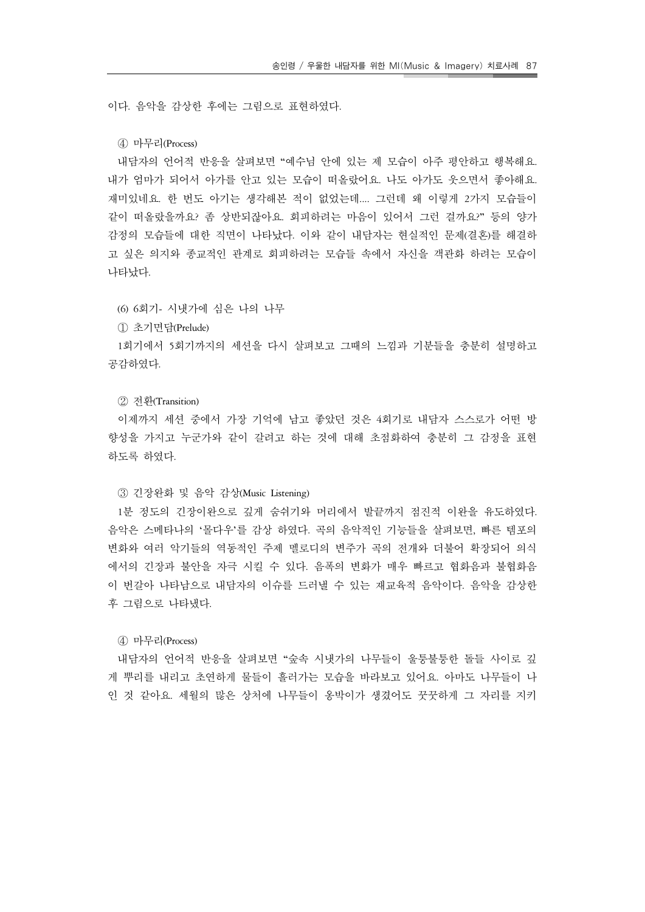이다. 음악을 감상한 후에는 그림으로 표현하였다.

④ 마무리(Process)

내담자의 언어적 반응을 살펴보면 "예수님 안에 있는 제 모습이 아주 평안하고 행복해요. 내가 엄마가 되어서 아가를 안고 있는 모습이 떠올랐어요. 나도 아가도 웃으면서 좋아해요. 재미있네요. 한 번도 아기는 생각해본 적이 없었는데.... 그런데 왜 이렇게 2가지 모습들이 같이 떠올랐을까요? 좀 상반되잖아요. 회피하려는 마음이 있어서 그런 걸까요?" 등의 양가 감정의 모습들에 대한 직면이 나타났다. 이와 같이 내담자는 현실적인 문제(결혼)를 해결하고 싶은 의지와 종교적인 관계로 회피하려는 모습들 속에서 자신을 객관화 하려는 모습이 나타났다.

(6) 6회기- 시냇가에 심은 나의 나무

① 초기면담(Prelude)

1회기에서 5회기까지의 세션을 다시 살펴보고 그때의 느낌과 기분들을 충분히 설명하고 공감하였다.

② 전환(Transition)

이제까지 세션 중에서 가장 기억에 남고 좋았던 것은 4회기로 내담자 스스로가 어떤 방향성을 가지고 누군가와 같이 갈려고 하는 것에 대해 초점화하여 충분히 그 감정을 표현하도록 하였다.

③ 긴장완화 및 음악 감상(Music Listening)

1분 정도의 긴장이완으로 깊게 숨쉬기와 머리에서 발끝까지 점진적 이완을 유도하였다. 음악은 스메타나의 '몰다우'를 감상 하였다. 곡의 음악적인 기능들을 살펴보면, 빠른 템포의 변화와 여러 악기들의 역동적인 주제 멜로디의 변주가 곡의 전개와 더불어 확장되어 의식에서의 긴장과 불안을 자극 시킬 수 있다. 음폭의 변화가 매우 빠르고 협화음과 불협화음이 번갈아 나타남으로 내담자의 이슈를 드러낼 수 있는 재교육적 음악이다. 음악을 감상한 후 그림으로 나타냈다.

④ 마무리(Process)

내담자의 언어적 반응을 살펴보면 "숲속 시냇가의 나무들이 울퉁불퉁한 돌들 사이로 깊게 뿌리를 내리고 초연하게 물들이 흘러가는 모습을 바라보고 있어요. 아마도 나무들이 나인 것 같아요. 세월의 많은 상처에 나무들이 옹박이가 생겼어도 꿋꿋하게 그 자리를 지키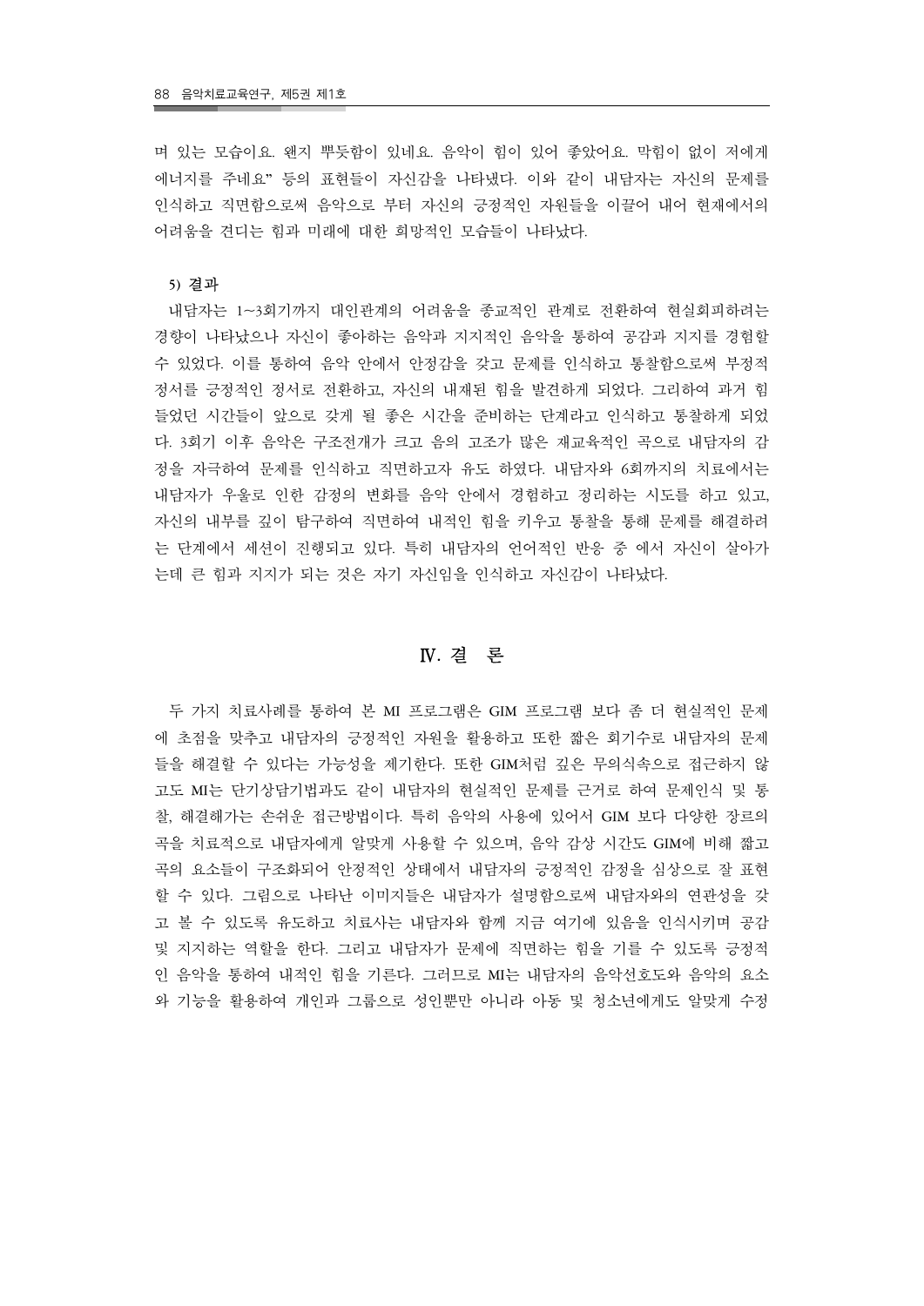며 있는 모습이요. 왠지 뿌듯함이 있네요. 음악이 힘이 있어 좋았어요. 막힘이 없이 저에게 에너지를 주네요" 등의 표현들이 자신감을 나타냈다. 이와 같이 내담자는 자신의 문제를 인식하고 직면함으로써 음악으로 부터 자신의 긍정적인 자원들을 이끌어 내어 현재에서의 어려움을 견디는 힘과 미래에 대한 희망적인 모습들이 나타났다.

**5) 결과**

내담자는 1~3회기까지 대인관계의 어려움을 종교적인 관계로 전환하여 현실회피하려는 경향이 나타났으나 자신이 좋아하는 음악과 지지적인 음악을 통하여 공감과 지지를 경험할 수 있었다. 이를 통하여 음악 안에서 안정감을 갖고 문제를 인식하고 통찰함으로써 부정적 정서를 긍정적인 정서로 전환하고, 자신의 내재된 힘을 발견하게 되었다. 그리하여 과거 힘들었던 시간들이 앞으로 갖게 될 좋은 시간을 준비하는 단계라고 인식하고 통찰하게 되었다. 3회기 이후 음악은 구조전개가 크고 음의 고조가 많은 재교육적인 곡으로 내담자의 감정을 자극하여 문제를 인식하고 직면하고자 유도 하였다. 내담자와 6회까지의 치료에서는 내담자가 우울로 인한 감정의 변화를 음악 안에서 경험하고 정리하는 시도를 하고 있고, 자신의 내부를 깊이 탐구하여 직면하여 내적인 힘을 키우고 통찰을 통해 문제를 해결하려는 단계에서 세션이 진행되고 있다. 특히 내담자의 언어적인 반응 중 에서 자신이 살아가는데 큰 힘과 지지가 되는 것은 자기 자신임을 인식하고 자신감이 나타났다.

## Ⅳ. 결 론

두 가지 치료사례를 통하여 본 MI 프로그램은 GIM 프로그램 보다 좀 더 현실적인 문제에 초점을 맞추고 내담자의 긍정적인 자원을 활용하고 또한 짧은 회기수로 내담자의 문제들을 해결할 수 있다는 가능성을 제기한다. 또한 GIM처럼 깊은 무의식속으로 접근하지 않고도 MI는 단기상담기법과도 같이 내담자의 현실적인 문제를 근거로 하여 문제인식 및 통찰, 해결해가는 손쉬운 접근방법이다. 특히 음악의 사용에 있어서 GIM 보다 다양한 장르의 곡을 치료적으로 내담자에게 알맞게 사용할 수 있으며, 음악 감상 시간도 GIM에 비해 짧고 곡의 요소들이 구조화되어 안정적인 상태에서 내담자의 긍정적인 감정을 심상으로 잘 표현할 수 있다. 그림으로 나타난 이미지들은 내담자가 설명함으로써 내담자와의 연관성을 갖고 볼 수 있도록 유도하고 치료사는 내담자와 함께 지금 여기에 있음을 인식시키며 공감 및 지지하는 역할을 한다. 그리고 내담자가 문제에 직면하는 힘을 기를 수 있도록 긍정적인 음악을 통하여 내적인 힘을 기른다. 그러므로 MI는 내담자의 음악선호도와 음악의 요소와 기능을 활용하여 개인과 그룹으로 성인뿐만 아니라 아동 및 청소년에게도 알맞게 수정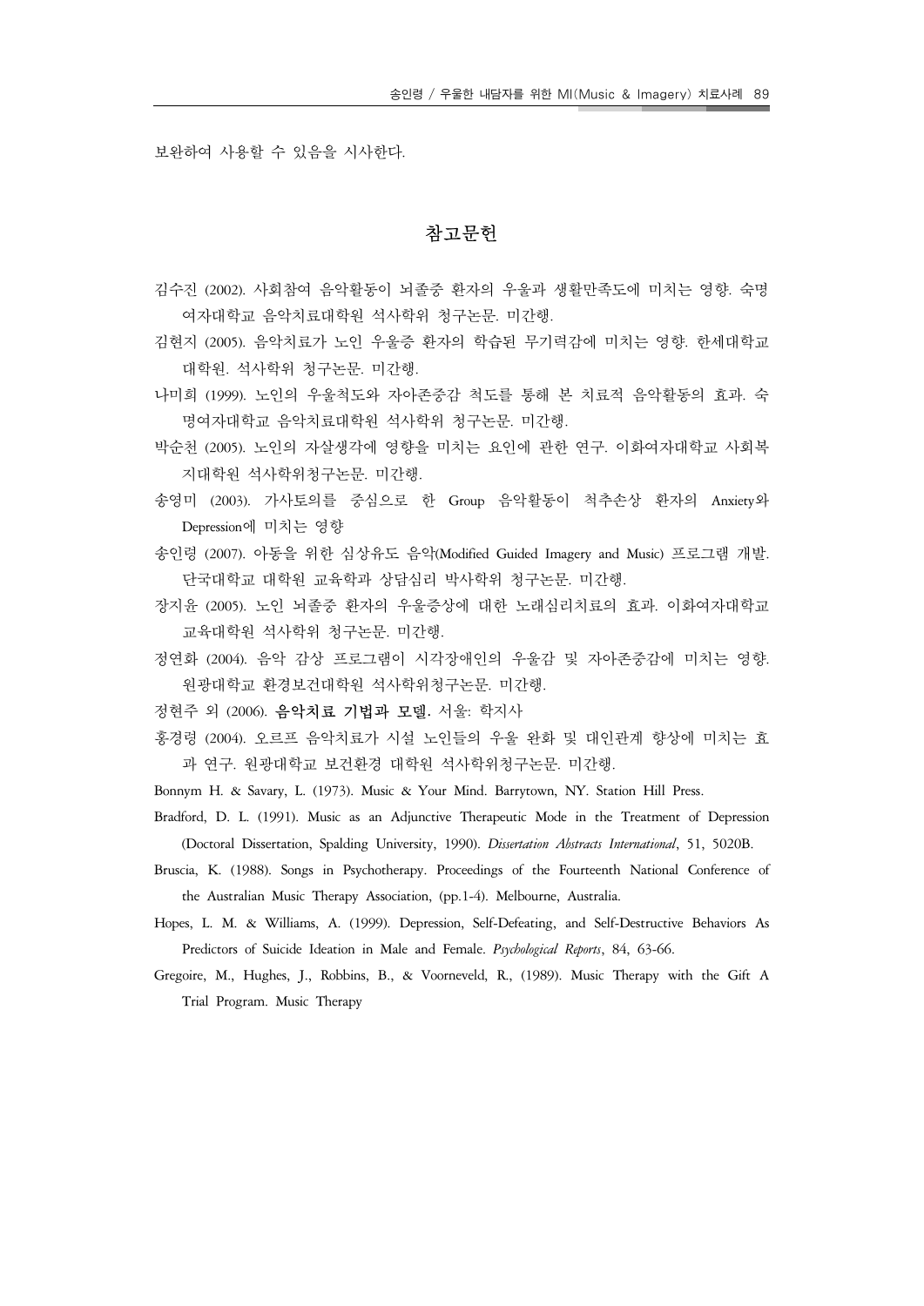보완하여 사용할 수 있음을 시사한다.

## 참고문헌

김수진 (2002). 사회참여 음악활동이 뇌졸중 환자의 우울과 생활만족도에 미치는 영향. 숙명여자대학교 음악치료대학원 석사학위 청구논문. 미간행.

김현지 (2005). 음악치료가 노인 우울증 환자의 학습된 무기력감에 미치는 영향. 한세대학교 대학원. 석사학위 청구논문. 미간행.

나미희 (1999). 노인의 우울척도와 자아존중감 척도를 통해 본 치료적 음악활동의 효과. 숙명여자대학교 음악치료대학원 석사학위 청구논문. 미간행.

박순천 (2005). 노인의 자살생각에 영향을 미치는 요인에 관한 연구. 이화여자대학교 사회복지대학원 석사학위청구논문. 미간행.

송영미 (2003). 가사토의를 중심으로 한 Group 음악활동이 척추손상 환자의 Anxiety와 Depression에 미치는 영향

송인령 (2007). 아동을 위한 심상유도 음악(Modified Guided Imagery and Music) 프로그램 개발. 단국대학교 대학원 교육학과 상담심리 박사학위 청구논문. 미간행.

장지윤 (2005). 노인 뇌졸중 환자의 우울증상에 대한 노래심리치료의 효과. 이화여자대학교 교육대학원 석사학위 청구논문. 미간행.

정연화 (2004). 음악 감상 프로그램이 시각장애인의 우울감 및 자아존중감에 미치는 영향. 원광대학교 환경보건대학원 석사학위청구논문. 미간행.

정현주 외 (2006). **음악치료 기법과 모델.** 서울: 학지사

홍경령 (2004). 오르프 음악치료가 시설 노인들의 우울 완화 및 대인관계 향상에 미치는 효과 연구. 원광대학교 보건환경 대학원 석사학위청구논문. 미간행.

Bonnym H. & Savary, L. (1973). Music & Your Mind. Barrytown, NY. Station Hill Press.

Bradford, D. L. (1991). Music as an Adjunctive Therapeutic Mode in the Treatment of Depression (Doctoral Dissertation, Spalding University, 1990). *Dissertation Abstracts International*, 51, 5020B.

Bruscia, K. (1988). Songs in Psychotherapy. Proceedings of the Fourteenth National Conference of the Australian Music Therapy Association, (pp.1-4). Melbourne, Australia.

Hopes, L. M. & Williams, A. (1999). Depression, Self-Defeating, and Self-Destructive Behaviors As Predictors of Suicide Ideation in Male and Female. *Psychological Reports*, 84, 63-66.

Gregoire, M., Hughes, J., Robbins, B., & Voorneveld, R., (1989). Music Therapy with the Gift A Trial Program. Music Therapy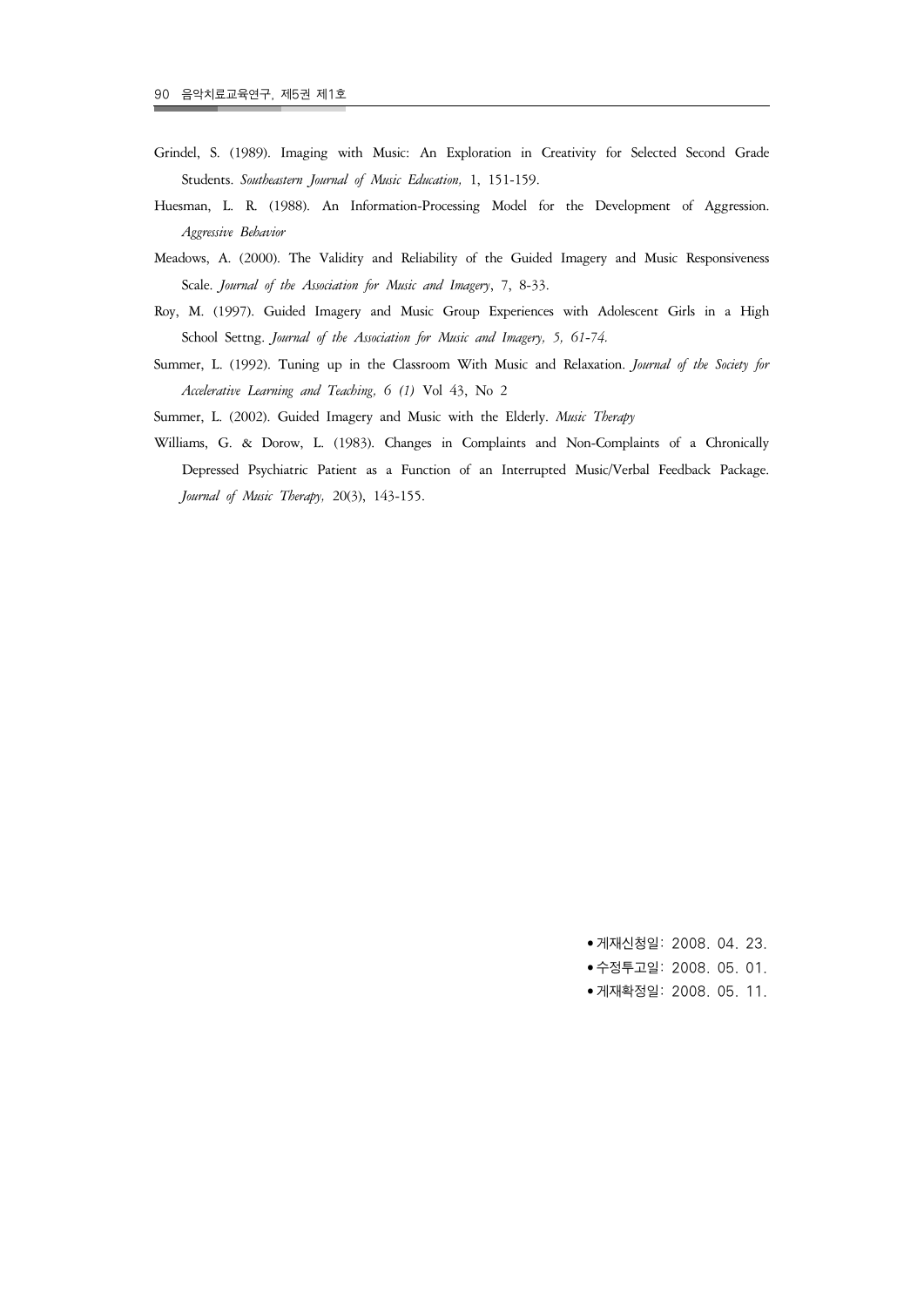Grindel, S. (1989). Imaging with Music: An Exploration in Creativity for Selected Second Grade Students. *Southeastern Journal of Music Education,* 1, 151-159.

Huesman, L. R. (1988). An Information-Processing Model for the Development of Aggression. *Aggressive Behavior*

Meadows, A. (2000). The Validity and Reliability of the Guided Imagery and Music Responsiveness Scale. *Journal of the Association for Music and Imagery*, 7, 8-33.

Roy, M. (1997). Guided Imagery and Music Group Experiences with Adolescent Girls in a High School Settng. *Journal of the Association for Music and Imagery, 5, 61-74.*

Summer, L. (1992). Tuning up in the Classroom With Music and Relaxation. *Journal of the Society for Accelerative Learning and Teaching, 6 (1)* Vol 43, No 2

Summer, L. (2002). Guided Imagery and Music with the Elderly. *Music Therapy*

Williams, G. & Dorow, L. (1983). Changes in Complaints and Non-Complaints of a Chronically Depressed Psychiatric Patient as a Function of an Interrupted Music/Verbal Feedback Package. *Journal of Music Therapy,* 20(3), 143-155.

- 게재신청일: 2008. 04. 23.
- 수정투고일: 2008. 05. 01.
- 게재확정일: 2008. 05. 11.